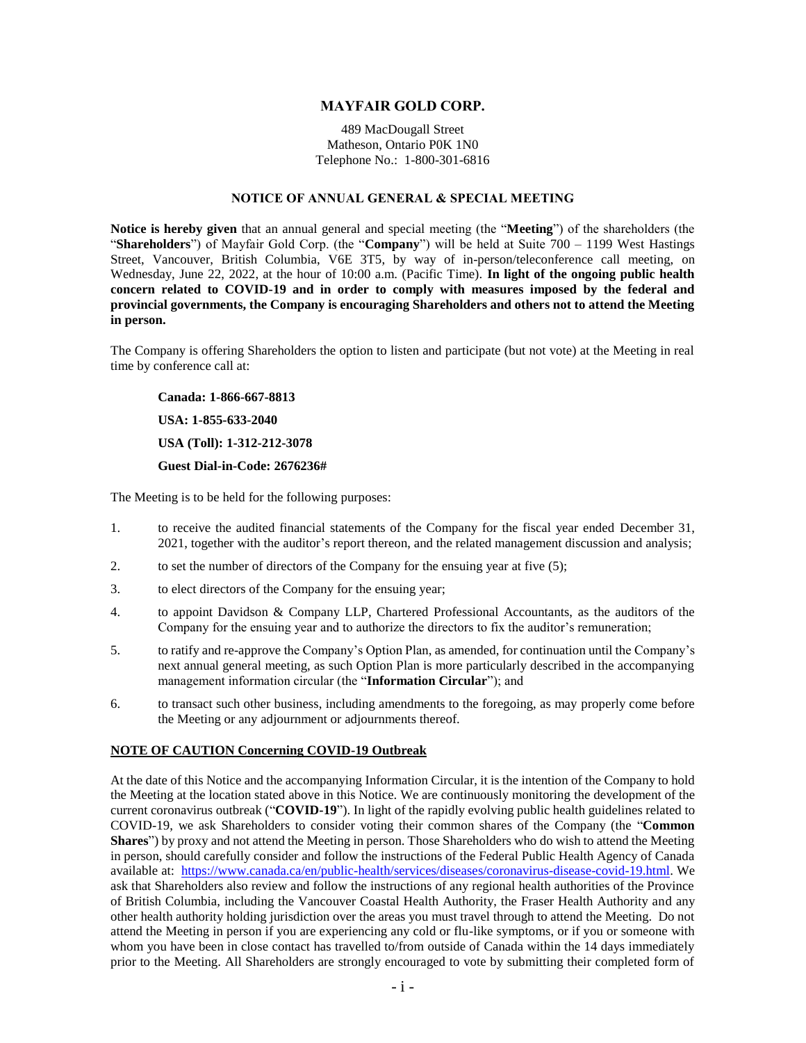# MAYFAIR GOLD CORP.

489 MacDougall Street
Matheson, Ontario P0K 1N0
Telephone No.: 1-800-301-6816

## NOTICE OF ANNUAL GENERAL & SPECIAL MEETING

**Notice is hereby given** that an annual general and special meeting (the "**Meeting**") of the shareholders (the "**Shareholders**") of Mayfair Gold Corp. (the "**Company**") will be held at Suite 700 – 1199 West Hastings Street, Vancouver, British Columbia, V6E 3T5, by way of in-person/teleconference call meeting, on Wednesday, June 22, 2022, at the hour of 10:00 a.m. (Pacific Time). **In light of the ongoing public health concern related to COVID-19 and in order to comply with measures imposed by the federal and provincial governments, the Company is encouraging Shareholders and others not to attend the Meeting in person.**

The Company is offering Shareholders the option to listen and participate (but not vote) at the Meeting in real time by conference call at:

**Canada: 1-866-667-8813**

**USA: 1-855-633-2040**

**USA (Toll): 1-312-212-3078**

**Guest Dial-in-Code: 2676236#**

The Meeting is to be held for the following purposes:

1. to receive the audited financial statements of the Company for the fiscal year ended December 31, 2021, together with the auditor's report thereon, and the related management discussion and analysis;
2. to set the number of directors of the Company for the ensuing year at five (5);
3. to elect directors of the Company for the ensuing year;
4. to appoint Davidson & Company LLP, Chartered Professional Accountants, as the auditors of the Company for the ensuing year and to authorize the directors to fix the auditor's remuneration;
5. to ratify and re-approve the Company's Option Plan, as amended, for continuation until the Company's next annual general meeting, as such Option Plan is more particularly described in the accompanying management information circular (the "**Information Circular**"); and
6. to transact such other business, including amendments to the foregoing, as may properly come before the Meeting or any adjournment or adjournments thereof.

**NOTE OF CAUTION Concerning COVID-19 Outbreak**

At the date of this Notice and the accompanying Information Circular, it is the intention of the Company to hold the Meeting at the location stated above in this Notice. We are continuously monitoring the development of the current coronavirus outbreak ("**COVID-19**"). In light of the rapidly evolving public health guidelines related to COVID-19, we ask Shareholders to consider voting their common shares of the Company (the "**Common Shares**") by proxy and not attend the Meeting in person. Those Shareholders who do wish to attend the Meeting in person, should carefully consider and follow the instructions of the Federal Public Health Agency of Canada available at: https://www.canada.ca/en/public-health/services/diseases/coronavirus-disease-covid-19.html. We ask that Shareholders also review and follow the instructions of any regional health authorities of the Province of British Columbia, including the Vancouver Coastal Health Authority, the Fraser Health Authority and any other health authority holding jurisdiction over the areas you must travel through to attend the Meeting. Do not attend the Meeting in person if you are experiencing any cold or flu-like symptoms, or if you or someone with whom you have been in close contact has travelled to/from outside of Canada within the 14 days immediately prior to the Meeting. All Shareholders are strongly encouraged to vote by submitting their completed form of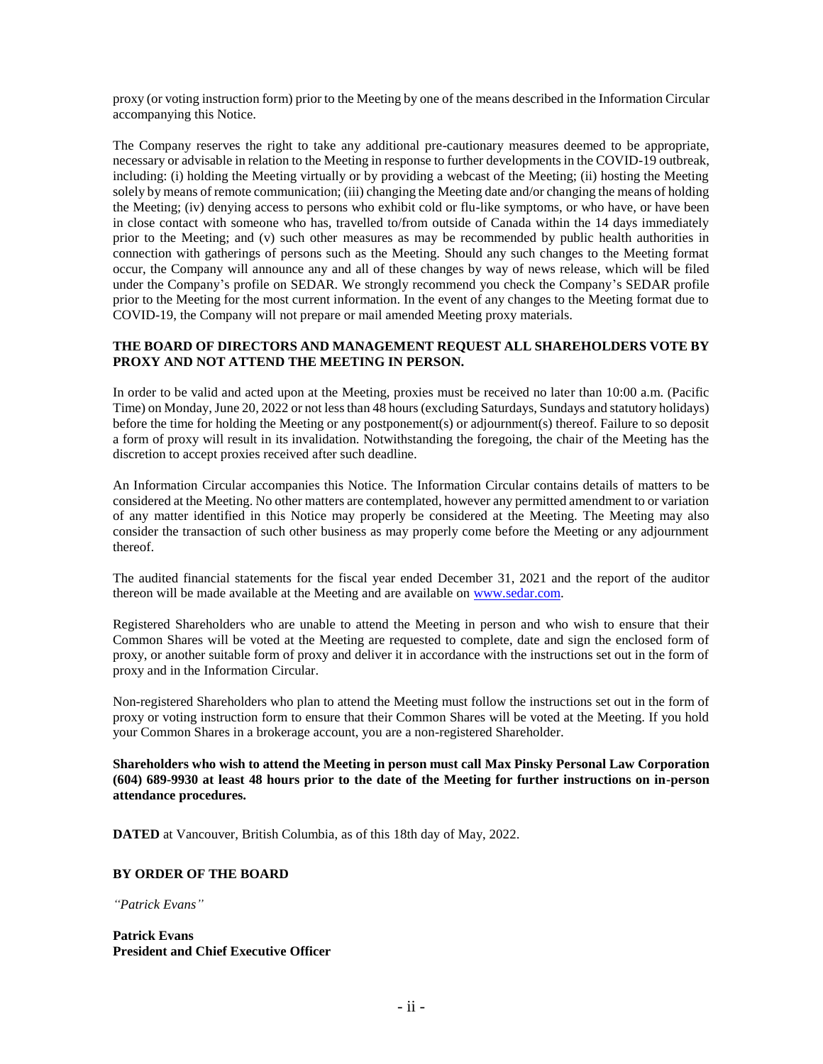proxy (or voting instruction form) prior to the Meeting by one of the means described in the Information Circular accompanying this Notice.

The Company reserves the right to take any additional pre-cautionary measures deemed to be appropriate, necessary or advisable in relation to the Meeting in response to further developments in the COVID-19 outbreak, including: (i) holding the Meeting virtually or by providing a webcast of the Meeting; (ii) hosting the Meeting solely by means of remote communication; (iii) changing the Meeting date and/or changing the means of holding the Meeting; (iv) denying access to persons who exhibit cold or flu-like symptoms, or who have, or have been in close contact with someone who has, travelled to/from outside of Canada within the 14 days immediately prior to the Meeting; and (v) such other measures as may be recommended by public health authorities in connection with gatherings of persons such as the Meeting. Should any such changes to the Meeting format occur, the Company will announce any and all of these changes by way of news release, which will be filed under the Company's profile on SEDAR. We strongly recommend you check the Company's SEDAR profile prior to the Meeting for the most current information. In the event of any changes to the Meeting format due to COVID-19, the Company will not prepare or mail amended Meeting proxy materials.

**THE BOARD OF DIRECTORS AND MANAGEMENT REQUEST ALL SHAREHOLDERS VOTE BY PROXY AND NOT ATTEND THE MEETING IN PERSON.**

In order to be valid and acted upon at the Meeting, proxies must be received no later than 10:00 a.m. (Pacific Time) on Monday, June 20, 2022 or not less than 48 hours (excluding Saturdays, Sundays and statutory holidays) before the time for holding the Meeting or any postponement(s) or adjournment(s) thereof. Failure to so deposit a form of proxy will result in its invalidation. Notwithstanding the foregoing, the chair of the Meeting has the discretion to accept proxies received after such deadline.

An Information Circular accompanies this Notice. The Information Circular contains details of matters to be considered at the Meeting. No other matters are contemplated, however any permitted amendment to or variation of any matter identified in this Notice may properly be considered at the Meeting. The Meeting may also consider the transaction of such other business as may properly come before the Meeting or any adjournment thereof.

The audited financial statements for the fiscal year ended December 31, 2021 and the report of the auditor thereon will be made available at the Meeting and are available on www.sedar.com.

Registered Shareholders who are unable to attend the Meeting in person and who wish to ensure that their Common Shares will be voted at the Meeting are requested to complete, date and sign the enclosed form of proxy, or another suitable form of proxy and deliver it in accordance with the instructions set out in the form of proxy and in the Information Circular.

Non-registered Shareholders who plan to attend the Meeting must follow the instructions set out in the form of proxy or voting instruction form to ensure that their Common Shares will be voted at the Meeting. If you hold your Common Shares in a brokerage account, you are a non-registered Shareholder.

**Shareholders who wish to attend the Meeting in person must call Max Pinsky Personal Law Corporation (604) 689-9930 at least 48 hours prior to the date of the Meeting for further instructions on in-person attendance procedures.**

**DATED** at Vancouver, British Columbia, as of this 18th day of May, 2022.

**BY ORDER OF THE BOARD**

*"Patrick Evans"*

**Patrick Evans**
**President and Chief Executive Officer**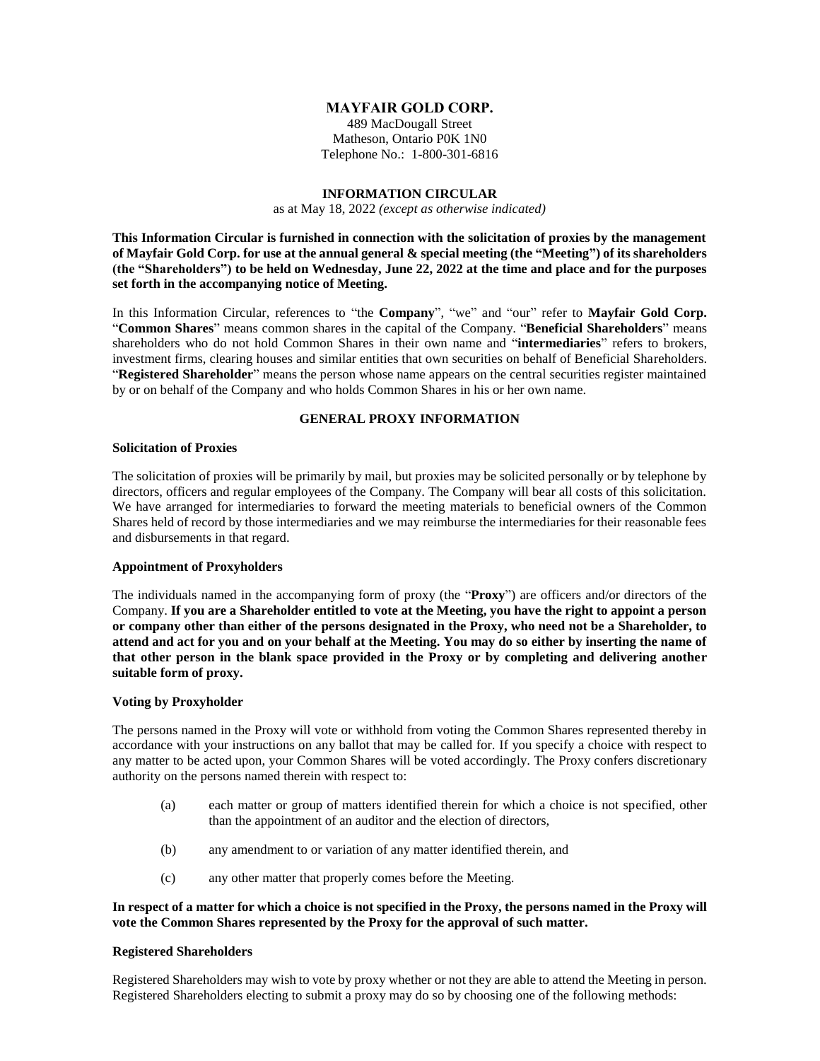# MAYFAIR GOLD CORP.

489 MacDougall Street
Matheson, Ontario P0K 1N0
Telephone No.: 1-800-301-6816

## INFORMATION CIRCULAR

as at May 18, 2022 *(except as otherwise indicated)*

**This Information Circular is furnished in connection with the solicitation of proxies by the management of Mayfair Gold Corp. for use at the annual general & special meeting (the "Meeting") of its shareholders (the "Shareholders") to be held on Wednesday, June 22, 2022 at the time and place and for the purposes set forth in the accompanying notice of Meeting.**

In this Information Circular, references to "the **Company**", "we" and "our" refer to **Mayfair Gold Corp.** "**Common Shares**" means common shares in the capital of the Company. "**Beneficial Shareholders**" means shareholders who do not hold Common Shares in their own name and "**intermediaries**" refers to brokers, investment firms, clearing houses and similar entities that own securities on behalf of Beneficial Shareholders. "**Registered Shareholder**" means the person whose name appears on the central securities register maintained by or on behalf of the Company and who holds Common Shares in his or her own name.

## GENERAL PROXY INFORMATION

### Solicitation of Proxies

The solicitation of proxies will be primarily by mail, but proxies may be solicited personally or by telephone by directors, officers and regular employees of the Company. The Company will bear all costs of this solicitation. We have arranged for intermediaries to forward the meeting materials to beneficial owners of the Common Shares held of record by those intermediaries and we may reimburse the intermediaries for their reasonable fees and disbursements in that regard.

### Appointment of Proxyholders

The individuals named in the accompanying form of proxy (the "**Proxy**") are officers and/or directors of the Company. **If you are a Shareholder entitled to vote at the Meeting, you have the right to appoint a person or company other than either of the persons designated in the Proxy, who need not be a Shareholder, to attend and act for you and on your behalf at the Meeting. You may do so either by inserting the name of that other person in the blank space provided in the Proxy or by completing and delivering another suitable form of proxy.**

### Voting by Proxyholder

The persons named in the Proxy will vote or withhold from voting the Common Shares represented thereby in accordance with your instructions on any ballot that may be called for. If you specify a choice with respect to any matter to be acted upon, your Common Shares will be voted accordingly. The Proxy confers discretionary authority on the persons named therein with respect to:

(a) each matter or group of matters identified therein for which a choice is not specified, other than the appointment of an auditor and the election of directors,

(b) any amendment to or variation of any matter identified therein, and

(c) any other matter that properly comes before the Meeting.

**In respect of a matter for which a choice is not specified in the Proxy, the persons named in the Proxy will vote the Common Shares represented by the Proxy for the approval of such matter.**

### Registered Shareholders

Registered Shareholders may wish to vote by proxy whether or not they are able to attend the Meeting in person. Registered Shareholders electing to submit a proxy may do so by choosing one of the following methods: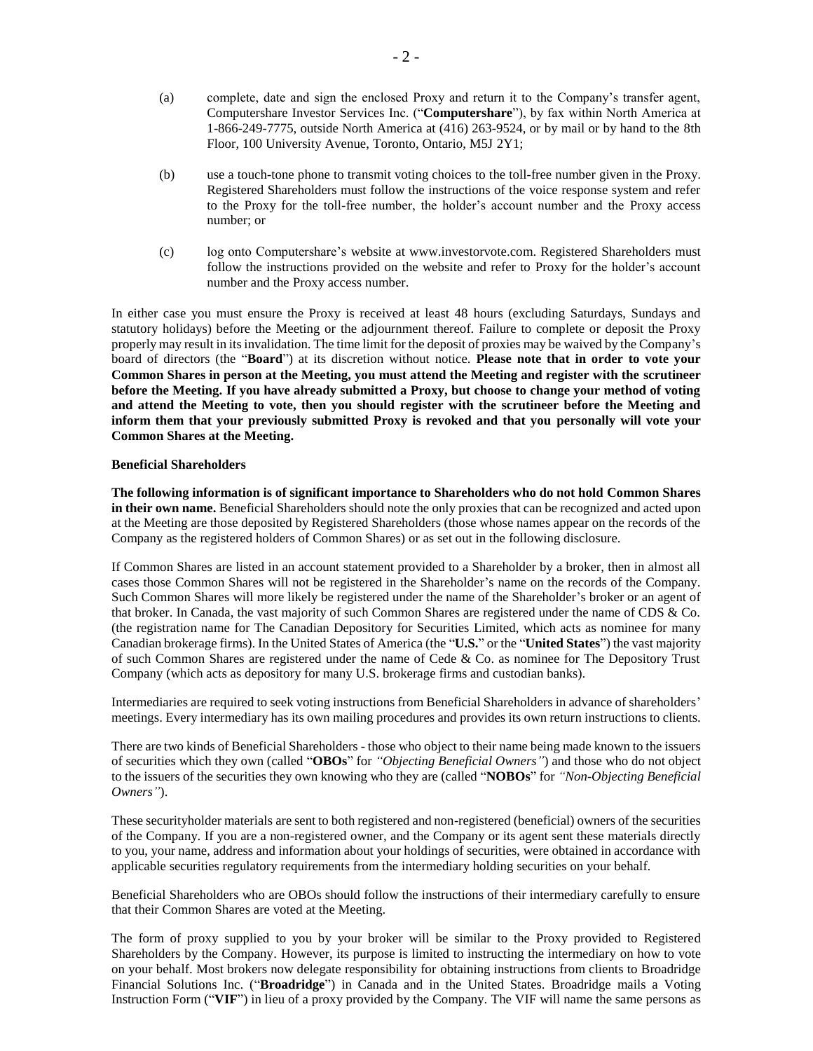(a) complete, date and sign the enclosed Proxy and return it to the Company's transfer agent, Computershare Investor Services Inc. ("**Computershare**"), by fax within North America at 1-866-249-7775, outside North America at (416) 263-9524, or by mail or by hand to the 8th Floor, 100 University Avenue, Toronto, Ontario, M5J 2Y1;

(b) use a touch-tone phone to transmit voting choices to the toll-free number given in the Proxy. Registered Shareholders must follow the instructions of the voice response system and refer to the Proxy for the toll-free number, the holder's account number and the Proxy access number; or

(c) log onto Computershare's website at www.investorvote.com. Registered Shareholders must follow the instructions provided on the website and refer to Proxy for the holder's account number and the Proxy access number.

In either case you must ensure the Proxy is received at least 48 hours (excluding Saturdays, Sundays and statutory holidays) before the Meeting or the adjournment thereof. Failure to complete or deposit the Proxy properly may result in its invalidation. The time limit for the deposit of proxies may be waived by the Company's board of directors (the "**Board**") at its discretion without notice. **Please note that in order to vote your Common Shares in person at the Meeting, you must attend the Meeting and register with the scrutineer before the Meeting. If you have already submitted a Proxy, but choose to change your method of voting and attend the Meeting to vote, then you should register with the scrutineer before the Meeting and inform them that your previously submitted Proxy is revoked and that you personally will vote your Common Shares at the Meeting.**

**Beneficial Shareholders**

**The following information is of significant importance to Shareholders who do not hold Common Shares in their own name.** Beneficial Shareholders should note the only proxies that can be recognized and acted upon at the Meeting are those deposited by Registered Shareholders (those whose names appear on the records of the Company as the registered holders of Common Shares) or as set out in the following disclosure.

If Common Shares are listed in an account statement provided to a Shareholder by a broker, then in almost all cases those Common Shares will not be registered in the Shareholder's name on the records of the Company. Such Common Shares will more likely be registered under the name of the Shareholder's broker or an agent of that broker. In Canada, the vast majority of such Common Shares are registered under the name of CDS & Co. (the registration name for The Canadian Depository for Securities Limited, which acts as nominee for many Canadian brokerage firms). In the United States of America (the "**U.S.**" or the "**United States**") the vast majority of such Common Shares are registered under the name of Cede & Co. as nominee for The Depository Trust Company (which acts as depository for many U.S. brokerage firms and custodian banks).

Intermediaries are required to seek voting instructions from Beneficial Shareholders in advance of shareholders' meetings. Every intermediary has its own mailing procedures and provides its own return instructions to clients.

There are two kinds of Beneficial Shareholders - those who object to their name being made known to the issuers of securities which they own (called "**OBOs**" for *"Objecting Beneficial Owners"*) and those who do not object to the issuers of the securities they own knowing who they are (called "**NOBOs**" for *"Non-Objecting Beneficial Owners"*).

These securityholder materials are sent to both registered and non-registered (beneficial) owners of the securities of the Company. If you are a non-registered owner, and the Company or its agent sent these materials directly to you, your name, address and information about your holdings of securities, were obtained in accordance with applicable securities regulatory requirements from the intermediary holding securities on your behalf.

Beneficial Shareholders who are OBOs should follow the instructions of their intermediary carefully to ensure that their Common Shares are voted at the Meeting.

The form of proxy supplied to you by your broker will be similar to the Proxy provided to Registered Shareholders by the Company. However, its purpose is limited to instructing the intermediary on how to vote on your behalf. Most brokers now delegate responsibility for obtaining instructions from clients to Broadridge Financial Solutions Inc. ("**Broadridge**") in Canada and in the United States. Broadridge mails a Voting Instruction Form ("**VIF**") in lieu of a proxy provided by the Company. The VIF will name the same persons as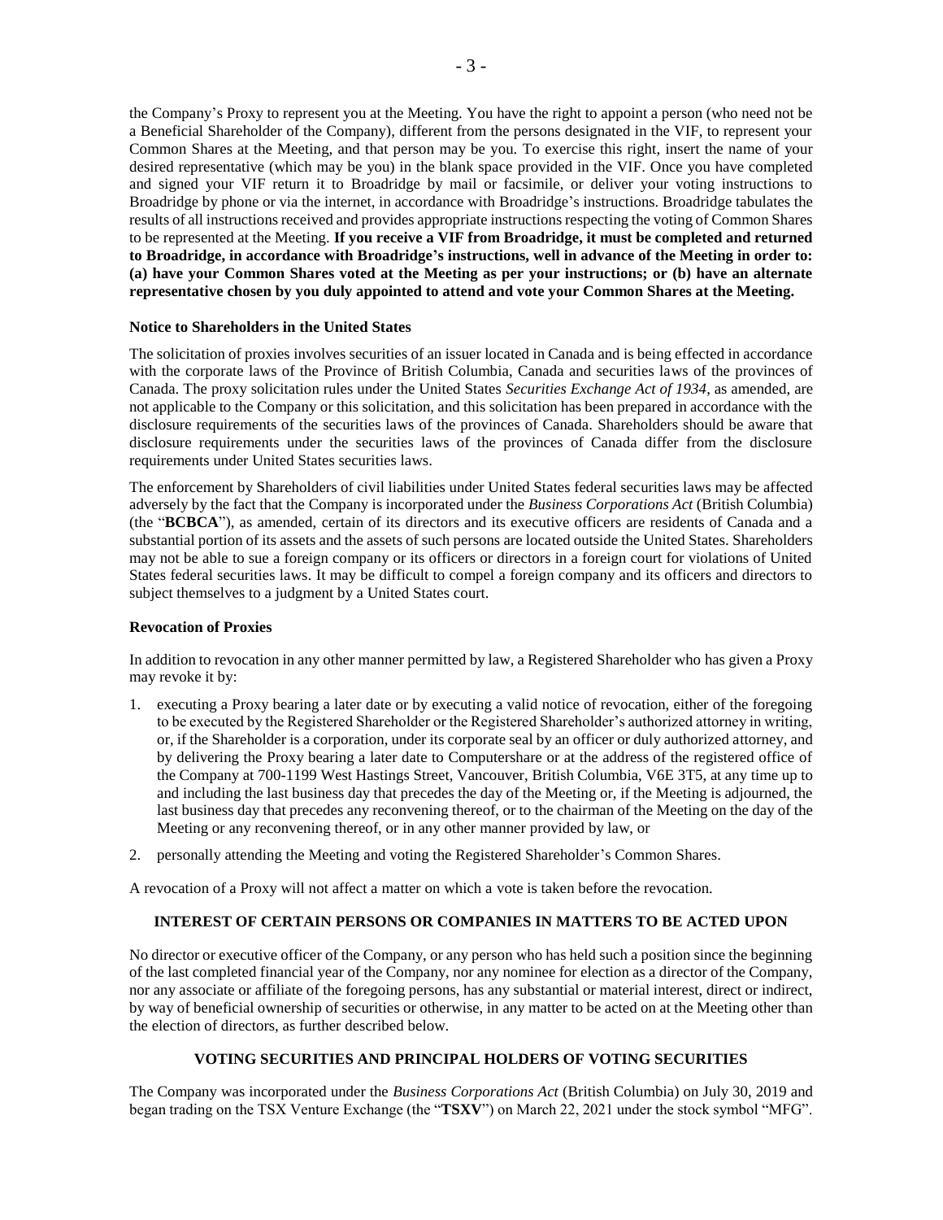the Company's Proxy to represent you at the Meeting. You have the right to appoint a person (who need not be a Beneficial Shareholder of the Company), different from the persons designated in the VIF, to represent your Common Shares at the Meeting, and that person may be you. To exercise this right, insert the name of your desired representative (which may be you) in the blank space provided in the VIF. Once you have completed and signed your VIF return it to Broadridge by mail or facsimile, or deliver your voting instructions to Broadridge by phone or via the internet, in accordance with Broadridge's instructions. Broadridge tabulates the results of all instructions received and provides appropriate instructions respecting the voting of Common Shares to be represented at the Meeting. **If you receive a VIF from Broadridge, it must be completed and returned to Broadridge, in accordance with Broadridge's instructions, well in advance of the Meeting in order to: (a) have your Common Shares voted at the Meeting as per your instructions; or (b) have an alternate representative chosen by you duly appointed to attend and vote your Common Shares at the Meeting.**

### Notice to Shareholders in the United States

The solicitation of proxies involves securities of an issuer located in Canada and is being effected in accordance with the corporate laws of the Province of British Columbia, Canada and securities laws of the provinces of Canada. The proxy solicitation rules under the United States *Securities Exchange Act of 1934*, as amended, are not applicable to the Company or this solicitation, and this solicitation has been prepared in accordance with the disclosure requirements of the securities laws of the provinces of Canada. Shareholders should be aware that disclosure requirements under the securities laws of the provinces of Canada differ from the disclosure requirements under United States securities laws.

The enforcement by Shareholders of civil liabilities under United States federal securities laws may be affected adversely by the fact that the Company is incorporated under the *Business Corporations Act* (British Columbia) (the "**BCBCA**"), as amended, certain of its directors and its executive officers are residents of Canada and a substantial portion of its assets and the assets of such persons are located outside the United States. Shareholders may not be able to sue a foreign company or its officers or directors in a foreign court for violations of United States federal securities laws. It may be difficult to compel a foreign company and its officers and directors to subject themselves to a judgment by a United States court.

### Revocation of Proxies

In addition to revocation in any other manner permitted by law, a Registered Shareholder who has given a Proxy may revoke it by:

1. executing a Proxy bearing a later date or by executing a valid notice of revocation, either of the foregoing to be executed by the Registered Shareholder or the Registered Shareholder's authorized attorney in writing, or, if the Shareholder is a corporation, under its corporate seal by an officer or duly authorized attorney, and by delivering the Proxy bearing a later date to Computershare or at the address of the registered office of the Company at 700-1199 West Hastings Street, Vancouver, British Columbia, V6E 3T5, at any time up to and including the last business day that precedes the day of the Meeting or, if the Meeting is adjourned, the last business day that precedes any reconvening thereof, or to the chairman of the Meeting on the day of the Meeting or any reconvening thereof, or in any other manner provided by law, or
2. personally attending the Meeting and voting the Registered Shareholder's Common Shares.

A revocation of a Proxy will not affect a matter on which a vote is taken before the revocation.

## INTEREST OF CERTAIN PERSONS OR COMPANIES IN MATTERS TO BE ACTED UPON

No director or executive officer of the Company, or any person who has held such a position since the beginning of the last completed financial year of the Company, nor any nominee for election as a director of the Company, nor any associate or affiliate of the foregoing persons, has any substantial or material interest, direct or indirect, by way of beneficial ownership of securities or otherwise, in any matter to be acted on at the Meeting other than the election of directors, as further described below.

## VOTING SECURITIES AND PRINCIPAL HOLDERS OF VOTING SECURITIES

The Company was incorporated under the *Business Corporations Act* (British Columbia) on July 30, 2019 and began trading on the TSX Venture Exchange (the "**TSXV**") on March 22, 2021 under the stock symbol "MFG".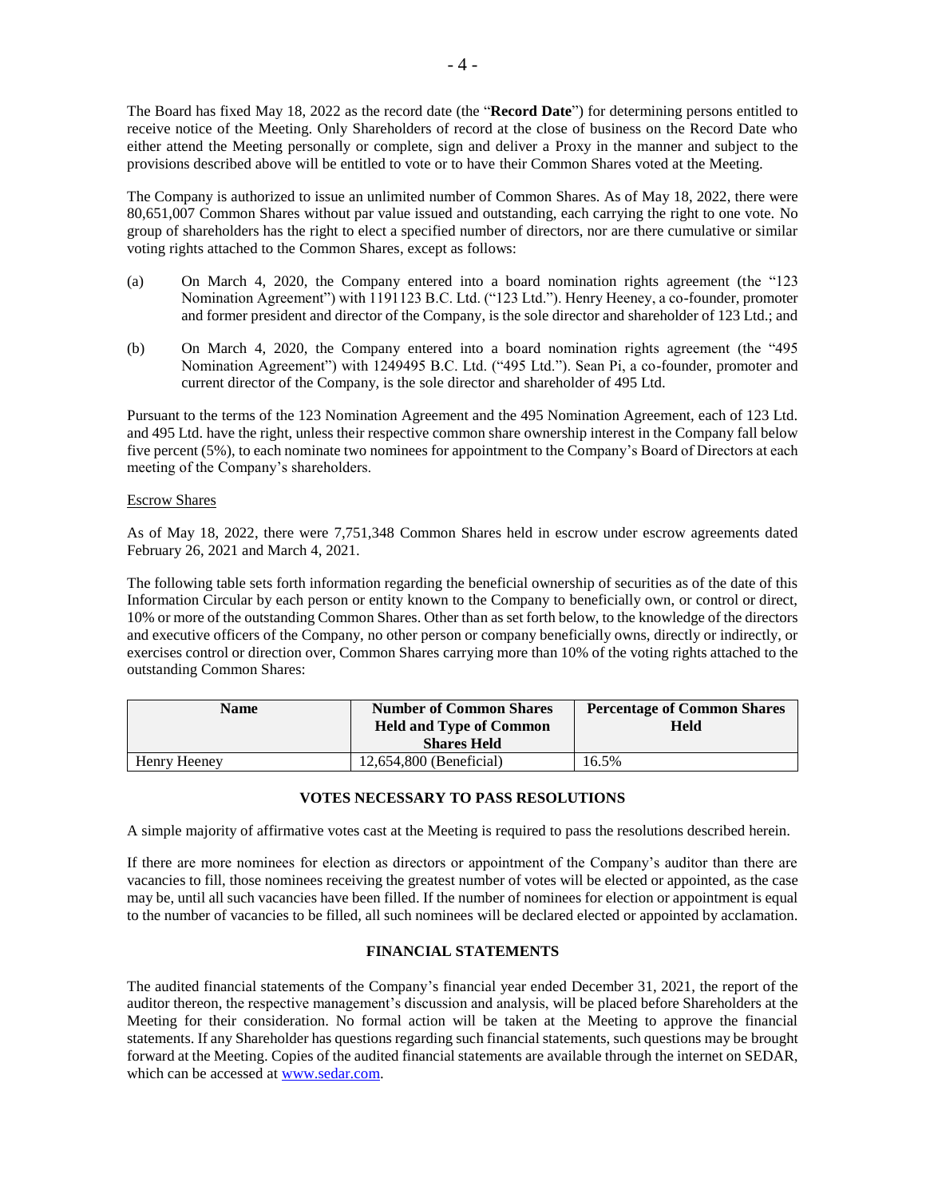The Board has fixed May 18, 2022 as the record date (the "**Record Date**") for determining persons entitled to receive notice of the Meeting. Only Shareholders of record at the close of business on the Record Date who either attend the Meeting personally or complete, sign and deliver a Proxy in the manner and subject to the provisions described above will be entitled to vote or to have their Common Shares voted at the Meeting.

The Company is authorized to issue an unlimited number of Common Shares. As of May 18, 2022, there were 80,651,007 Common Shares without par value issued and outstanding, each carrying the right to one vote. No group of shareholders has the right to elect a specified number of directors, nor are there cumulative or similar voting rights attached to the Common Shares, except as follows:

(a) On March 4, 2020, the Company entered into a board nomination rights agreement (the "123 Nomination Agreement") with 1191123 B.C. Ltd. ("123 Ltd."). Henry Heeney, a co-founder, promoter and former president and director of the Company, is the sole director and shareholder of 123 Ltd.; and

(b) On March 4, 2020, the Company entered into a board nomination rights agreement (the "495 Nomination Agreement") with 1249495 B.C. Ltd. ("495 Ltd."). Sean Pi, a co-founder, promoter and current director of the Company, is the sole director and shareholder of 495 Ltd.

Pursuant to the terms of the 123 Nomination Agreement and the 495 Nomination Agreement, each of 123 Ltd. and 495 Ltd. have the right, unless their respective common share ownership interest in the Company fall below five percent (5%), to each nominate two nominees for appointment to the Company's Board of Directors at each meeting of the Company's shareholders.

Escrow Shares

As of May 18, 2022, there were 7,751,348 Common Shares held in escrow under escrow agreements dated February 26, 2021 and March 4, 2021.

The following table sets forth information regarding the beneficial ownership of securities as of the date of this Information Circular by each person or entity known to the Company to beneficially own, or control or direct, 10% or more of the outstanding Common Shares. Other than as set forth below, to the knowledge of the directors and executive officers of the Company, no other person or company beneficially owns, directly or indirectly, or exercises control or direction over, Common Shares carrying more than 10% of the voting rights attached to the outstanding Common Shares:

| Name | Number of Common Shares Held and Type of Common Shares Held | Percentage of Common Shares Held |
|---|---|---|
| Henry Heeney | 12,654,800 (Beneficial) | 16.5% |

## VOTES NECESSARY TO PASS RESOLUTIONS

A simple majority of affirmative votes cast at the Meeting is required to pass the resolutions described herein.

If there are more nominees for election as directors or appointment of the Company's auditor than there are vacancies to fill, those nominees receiving the greatest number of votes will be elected or appointed, as the case may be, until all such vacancies have been filled. If the number of nominees for election or appointment is equal to the number of vacancies to be filled, all such nominees will be declared elected or appointed by acclamation.

## FINANCIAL STATEMENTS

The audited financial statements of the Company's financial year ended December 31, 2021, the report of the auditor thereon, the respective management's discussion and analysis, will be placed before Shareholders at the Meeting for their consideration. No formal action will be taken at the Meeting to approve the financial statements. If any Shareholder has questions regarding such financial statements, such questions may be brought forward at the Meeting. Copies of the audited financial statements are available through the internet on SEDAR, which can be accessed at www.sedar.com.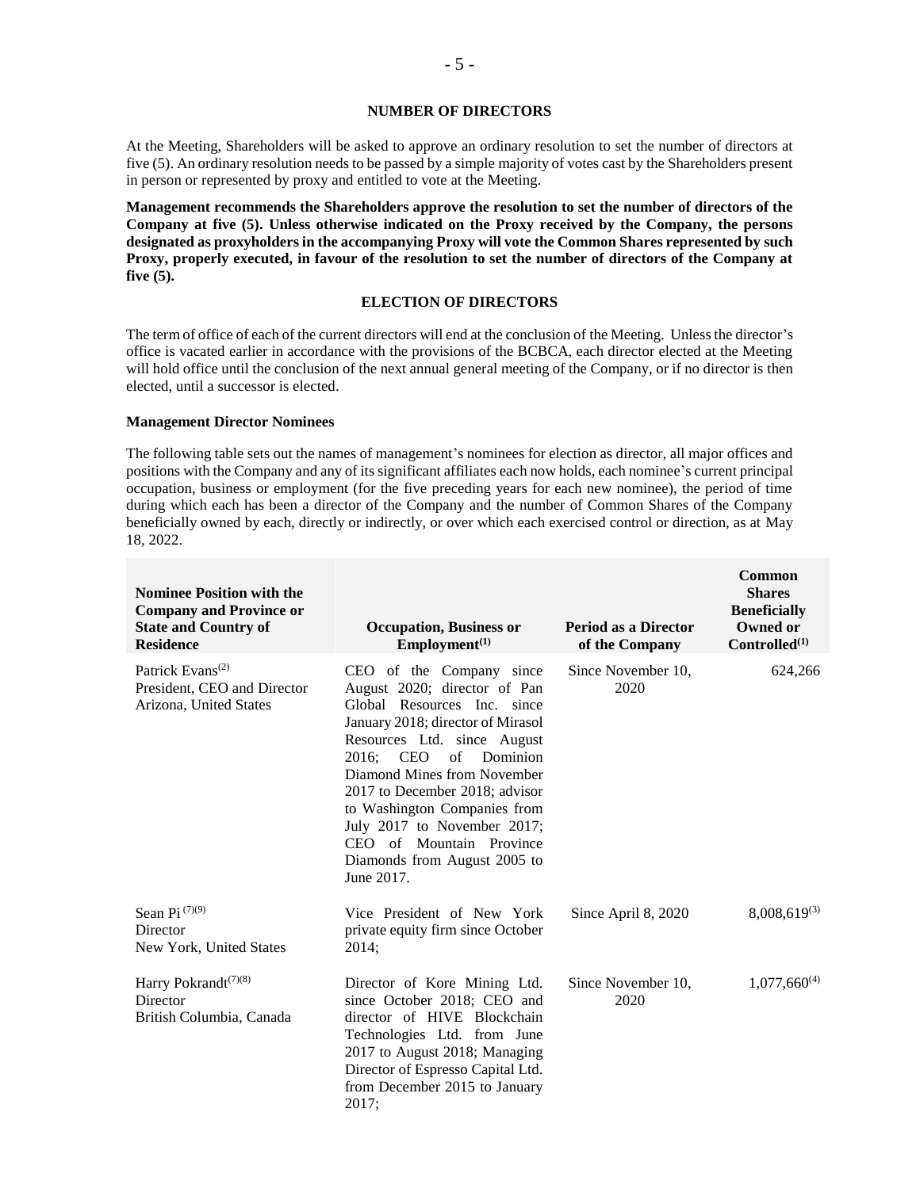## NUMBER OF DIRECTORS

At the Meeting, Shareholders will be asked to approve an ordinary resolution to set the number of directors at five (5). An ordinary resolution needs to be passed by a simple majority of votes cast by the Shareholders present in person or represented by proxy and entitled to vote at the Meeting.

**Management recommends the Shareholders approve the resolution to set the number of directors of the Company at five (5). Unless otherwise indicated on the Proxy received by the Company, the persons designated as proxyholders in the accompanying Proxy will vote the Common Shares represented by such Proxy, properly executed, in favour of the resolution to set the number of directors of the Company at five (5).**

## ELECTION OF DIRECTORS

The term of office of each of the current directors will end at the conclusion of the Meeting. Unless the director's office is vacated earlier in accordance with the provisions of the BCBCA, each director elected at the Meeting will hold office until the conclusion of the next annual general meeting of the Company, or if no director is then elected, until a successor is elected.

### Management Director Nominees

The following table sets out the names of management's nominees for election as director, all major offices and positions with the Company and any of its significant affiliates each now holds, each nominee's current principal occupation, business or employment (for the five preceding years for each new nominee), the period of time during which each has been a director of the Company and the number of Common Shares of the Company beneficially owned by each, directly or indirectly, or over which each exercised control or direction, as at May 18, 2022.

| Nominee Position with the Company and Province or State and Country of Residence | Occupation, Business or Employment[1] | Period as a Director of the Company | Common Shares Beneficially Owned or Controlled[1] |
|---|---|---|---|
| Patrick Evans[2]<br>President, CEO and Director<br>Arizona, United States | CEO of the Company since August 2020; director of Pan Global Resources Inc. since January 2018; director of Mirasol Resources Ltd. since August 2016; CEO of Dominion Diamond Mines from November 2017 to December 2018; advisor to Washington Companies from July 2017 to November 2017; CEO of Mountain Province Diamonds from August 2005 to June 2017. | Since November 10, 2020 | 624,266 |
| Sean Pi[7][9]<br>Director<br>New York, United States | Vice President of New York private equity firm since October 2014; | Since April 8, 2020 | 8,008,619[3] |
| Harry Pokrandt[7][8]<br>Director<br>British Columbia, Canada | Director of Kore Mining Ltd. since October 2018; CEO and director of HIVE Blockchain Technologies Ltd. from June 2017 to August 2018; Managing Director of Espresso Capital Ltd. from December 2015 to January 2017; | Since November 10, 2020 | 1,077,660[4] |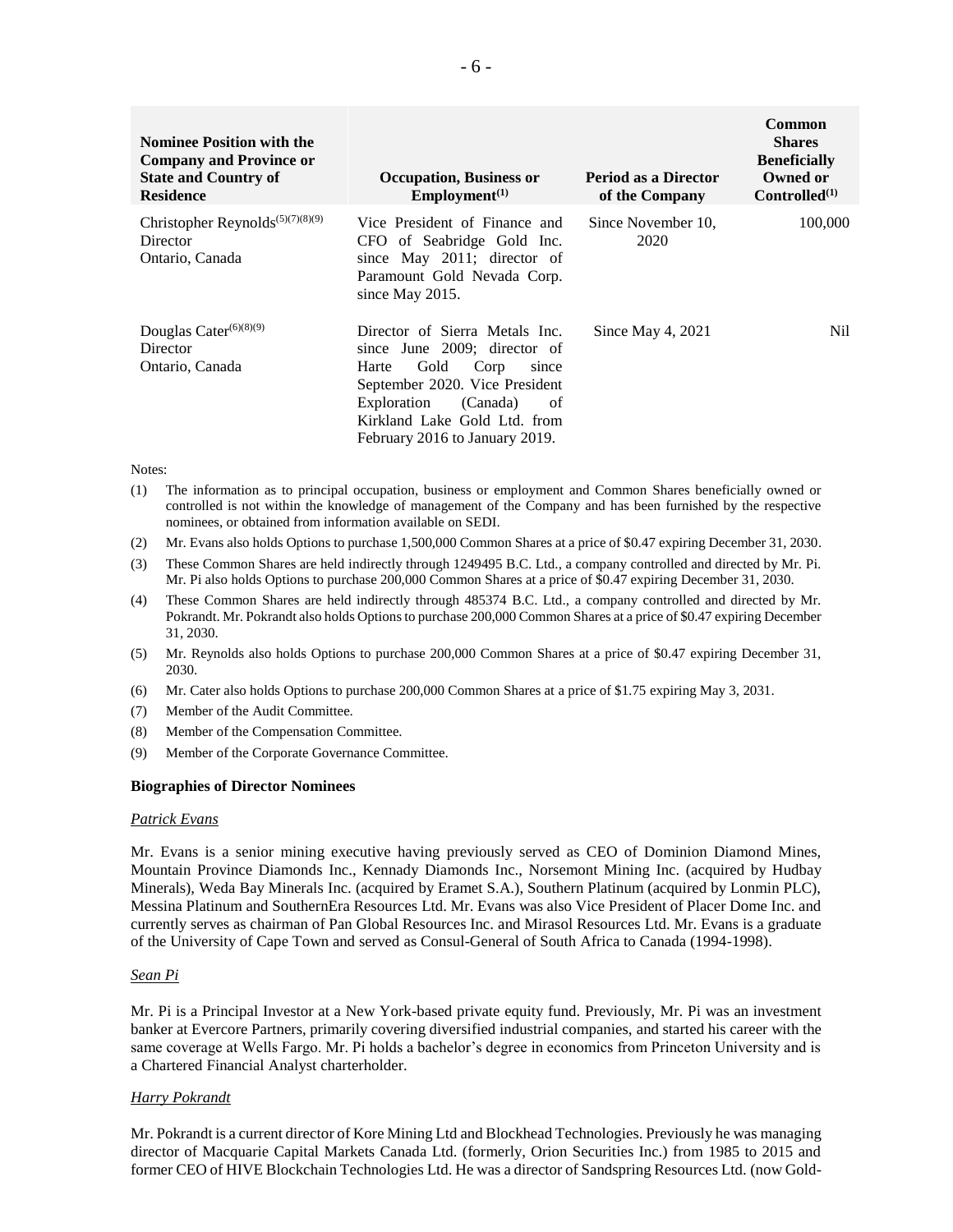| Nominee Position with the Company and Province or State and Country of Residence | Occupation, Business or Employment[(1)] | Period as a Director of the Company | Common Shares Beneficially Owned or Controlled[(1)] |
|---|---|---|---|
| Christopher Reynolds[(5)(7)(8)(9)] Director Ontario, Canada | Vice President of Finance and CFO of Seabridge Gold Inc. since May 2011; director of Paramount Gold Nevada Corp. since May 2015. | Since November 10, 2020 | 100,000 |
| Douglas Cater[(6)(8)(9)] Director Ontario, Canada | Director of Sierra Metals Inc. since June 2009; director of Harte Gold Corp since September 2020. Vice President Exploration (Canada) of Kirkland Lake Gold Ltd. from February 2016 to January 2019. | Since May 4, 2021 | Nil |

Notes:

(1) The information as to principal occupation, business or employment and Common Shares beneficially owned or controlled is not within the knowledge of management of the Company and has been furnished by the respective nominees, or obtained from information available on SEDI.

(2) Mr. Evans also holds Options to purchase 1,500,000 Common Shares at a price of $0.47 expiring December 31, 2030.

(3) These Common Shares are held indirectly through 1249495 B.C. Ltd., a company controlled and directed by Mr. Pi. Mr. Pi also holds Options to purchase 200,000 Common Shares at a price of $0.47 expiring December 31, 2030.

(4) These Common Shares are held indirectly through 485374 B.C. Ltd., a company controlled and directed by Mr. Pokrandt. Mr. Pokrandt also holds Options to purchase 200,000 Common Shares at a price of $0.47 expiring December 31, 2030.

(5) Mr. Reynolds also holds Options to purchase 200,000 Common Shares at a price of $0.47 expiring December 31, 2030.

(6) Mr. Cater also holds Options to purchase 200,000 Common Shares at a price of $1.75 expiring May 3, 2031.

(7) Member of the Audit Committee.

(8) Member of the Compensation Committee.

(9) Member of the Corporate Governance Committee.

**Biographies of Director Nominees**

*Patrick Evans*

Mr. Evans is a senior mining executive having previously served as CEO of Dominion Diamond Mines, Mountain Province Diamonds Inc., Kennady Diamonds Inc., Norsemont Mining Inc. (acquired by Hudbay Minerals), Weda Bay Minerals Inc. (acquired by Eramet S.A.), Southern Platinum (acquired by Lonmin PLC), Messina Platinum and SouthernEra Resources Ltd. Mr. Evans was also Vice President of Placer Dome Inc. and currently serves as chairman of Pan Global Resources Inc. and Mirasol Resources Ltd. Mr. Evans is a graduate of the University of Cape Town and served as Consul-General of South Africa to Canada (1994-1998).

*Sean Pi*

Mr. Pi is a Principal Investor at a New York-based private equity fund. Previously, Mr. Pi was an investment banker at Evercore Partners, primarily covering diversified industrial companies, and started his career with the same coverage at Wells Fargo. Mr. Pi holds a bachelor's degree in economics from Princeton University and is a Chartered Financial Analyst charterholder.

*Harry Pokrandt*

Mr. Pokrandt is a current director of Kore Mining Ltd and Blockhead Technologies. Previously he was managing director of Macquarie Capital Markets Canada Ltd. (formerly, Orion Securities Inc.) from 1985 to 2015 and former CEO of HIVE Blockchain Technologies Ltd. He was a director of Sandspring Resources Ltd. (now Gold-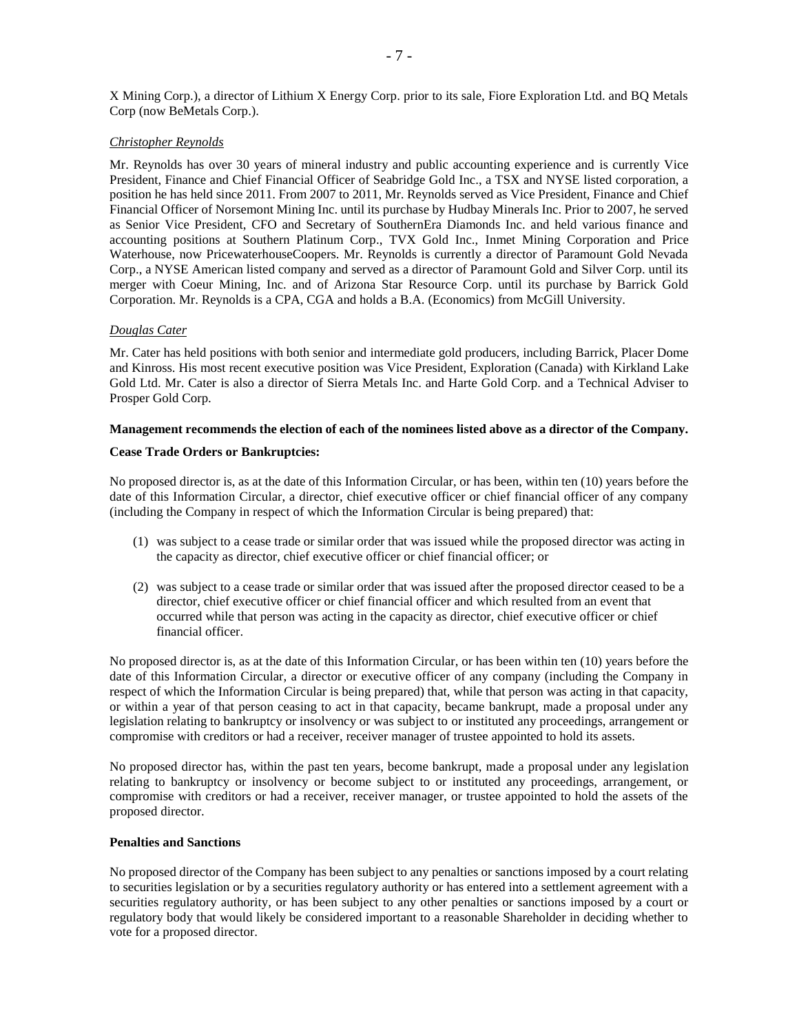X Mining Corp.), a director of Lithium X Energy Corp. prior to its sale, Fiore Exploration Ltd. and BQ Metals Corp (now BeMetals Corp.).

*Christopher Reynolds*

Mr. Reynolds has over 30 years of mineral industry and public accounting experience and is currently Vice President, Finance and Chief Financial Officer of Seabridge Gold Inc., a TSX and NYSE listed corporation, a position he has held since 2011. From 2007 to 2011, Mr. Reynolds served as Vice President, Finance and Chief Financial Officer of Norsemont Mining Inc. until its purchase by Hudbay Minerals Inc. Prior to 2007, he served as Senior Vice President, CFO and Secretary of SouthernEra Diamonds Inc. and held various finance and accounting positions at Southern Platinum Corp., TVX Gold Inc., Inmet Mining Corporation and Price Waterhouse, now PricewaterhouseCoopers. Mr. Reynolds is currently a director of Paramount Gold Nevada Corp., a NYSE American listed company and served as a director of Paramount Gold and Silver Corp. until its merger with Coeur Mining, Inc. and of Arizona Star Resource Corp. until its purchase by Barrick Gold Corporation. Mr. Reynolds is a CPA, CGA and holds a B.A. (Economics) from McGill University.

*Douglas Cater*

Mr. Cater has held positions with both senior and intermediate gold producers, including Barrick, Placer Dome and Kinross. His most recent executive position was Vice President, Exploration (Canada) with Kirkland Lake Gold Ltd. Mr. Cater is also a director of Sierra Metals Inc. and Harte Gold Corp. and a Technical Adviser to Prosper Gold Corp.

**Management recommends the election of each of the nominees listed above as a director of the Company.**

**Cease Trade Orders or Bankruptcies:**

No proposed director is, as at the date of this Information Circular, or has been, within ten (10) years before the date of this Information Circular, a director, chief executive officer or chief financial officer of any company (including the Company in respect of which the Information Circular is being prepared) that:

(1) was subject to a cease trade or similar order that was issued while the proposed director was acting in the capacity as director, chief executive officer or chief financial officer; or

(2) was subject to a cease trade or similar order that was issued after the proposed director ceased to be a director, chief executive officer or chief financial officer and which resulted from an event that occurred while that person was acting in the capacity as director, chief executive officer or chief financial officer.

No proposed director is, as at the date of this Information Circular, or has been within ten (10) years before the date of this Information Circular, a director or executive officer of any company (including the Company in respect of which the Information Circular is being prepared) that, while that person was acting in that capacity, or within a year of that person ceasing to act in that capacity, became bankrupt, made a proposal under any legislation relating to bankruptcy or insolvency or was subject to or instituted any proceedings, arrangement or compromise with creditors or had a receiver, receiver manager of trustee appointed to hold its assets.

No proposed director has, within the past ten years, become bankrupt, made a proposal under any legislation relating to bankruptcy or insolvency or become subject to or instituted any proceedings, arrangement, or compromise with creditors or had a receiver, receiver manager, or trustee appointed to hold the assets of the proposed director.

**Penalties and Sanctions**

No proposed director of the Company has been subject to any penalties or sanctions imposed by a court relating to securities legislation or by a securities regulatory authority or has entered into a settlement agreement with a securities regulatory authority, or has been subject to any other penalties or sanctions imposed by a court or regulatory body that would likely be considered important to a reasonable Shareholder in deciding whether to vote for a proposed director.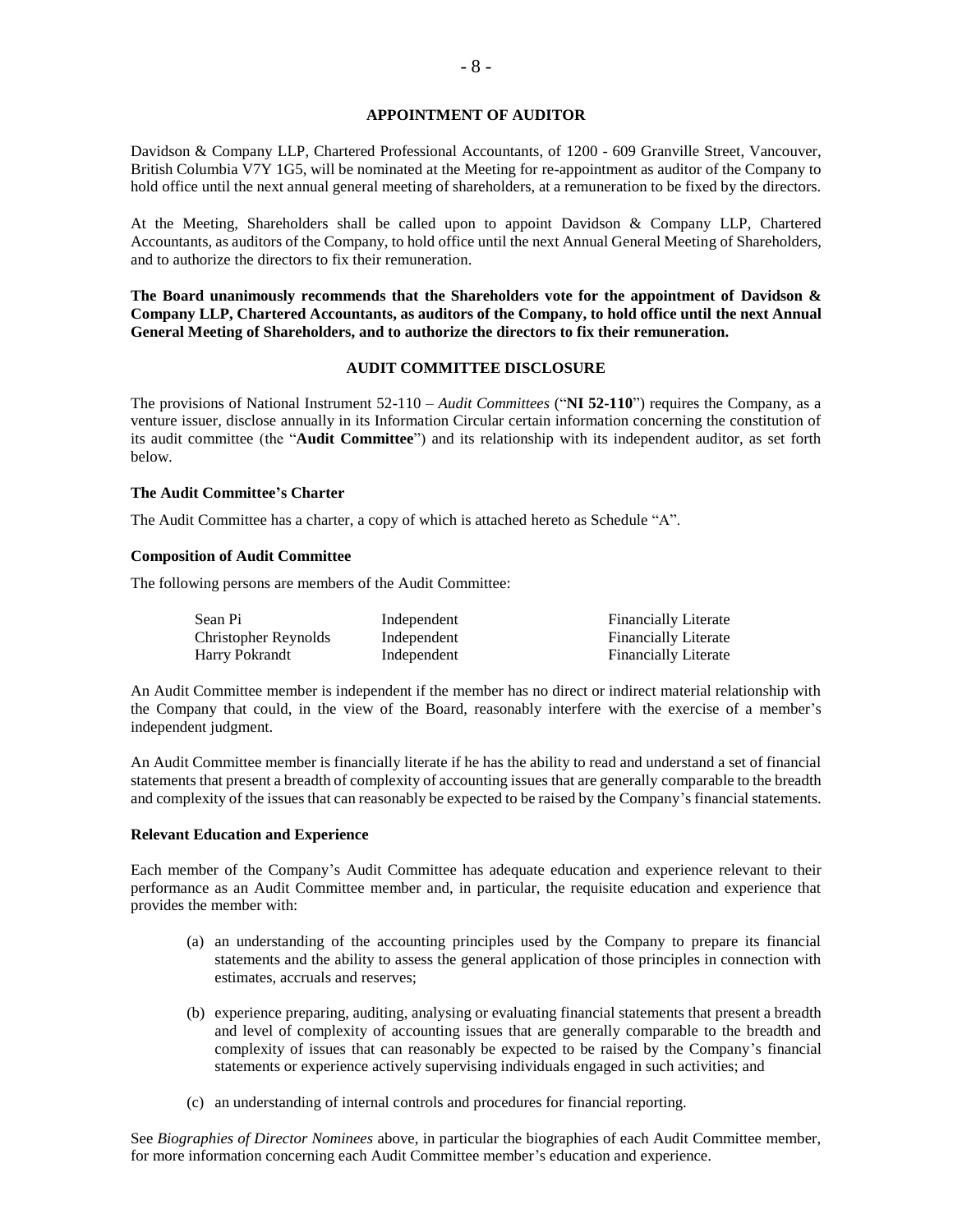## APPOINTMENT OF AUDITOR

Davidson & Company LLP, Chartered Professional Accountants, of 1200 - 609 Granville Street, Vancouver, British Columbia V7Y 1G5, will be nominated at the Meeting for re-appointment as auditor of the Company to hold office until the next annual general meeting of shareholders, at a remuneration to be fixed by the directors.

At the Meeting, Shareholders shall be called upon to appoint Davidson & Company LLP, Chartered Accountants, as auditors of the Company, to hold office until the next Annual General Meeting of Shareholders, and to authorize the directors to fix their remuneration.

**The Board unanimously recommends that the Shareholders vote for the appointment of Davidson & Company LLP, Chartered Accountants, as auditors of the Company, to hold office until the next Annual General Meeting of Shareholders, and to authorize the directors to fix their remuneration.**

## AUDIT COMMITTEE DISCLOSURE

The provisions of National Instrument 52-110 – *Audit Committees* ("**NI 52-110**") requires the Company, as a venture issuer, disclose annually in its Information Circular certain information concerning the constitution of its audit committee (the "**Audit Committee**") and its relationship with its independent auditor, as set forth below.

### The Audit Committee's Charter

The Audit Committee has a charter, a copy of which is attached hereto as Schedule "A".

### Composition of Audit Committee

The following persons are members of the Audit Committee:

| | | |
|---|---|---|
| Sean Pi | Independent | Financially Literate |
| Christopher Reynolds | Independent | Financially Literate |
| Harry Pokrandt | Independent | Financially Literate |

An Audit Committee member is independent if the member has no direct or indirect material relationship with the Company that could, in the view of the Board, reasonably interfere with the exercise of a member's independent judgment.

An Audit Committee member is financially literate if he has the ability to read and understand a set of financial statements that present a breadth of complexity of accounting issues that are generally comparable to the breadth and complexity of the issues that can reasonably be expected to be raised by the Company's financial statements.

### Relevant Education and Experience

Each member of the Company's Audit Committee has adequate education and experience relevant to their performance as an Audit Committee member and, in particular, the requisite education and experience that provides the member with:

(a) an understanding of the accounting principles used by the Company to prepare its financial statements and the ability to assess the general application of those principles in connection with estimates, accruals and reserves;

(b) experience preparing, auditing, analysing or evaluating financial statements that present a breadth and level of complexity of accounting issues that are generally comparable to the breadth and complexity of issues that can reasonably be expected to be raised by the Company's financial statements or experience actively supervising individuals engaged in such activities; and

(c) an understanding of internal controls and procedures for financial reporting.

See *Biographies of Director Nominees* above, in particular the biographies of each Audit Committee member, for more information concerning each Audit Committee member's education and experience.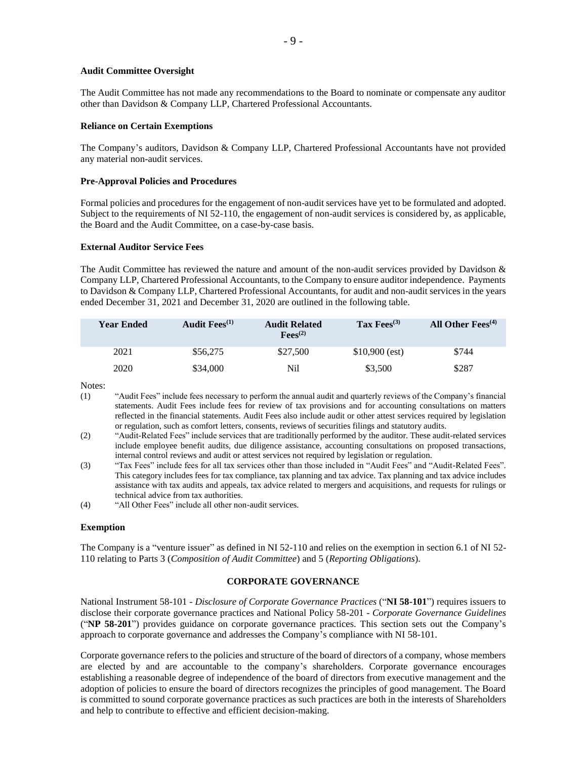**Audit Committee Oversight**

The Audit Committee has not made any recommendations to the Board to nominate or compensate any auditor other than Davidson & Company LLP, Chartered Professional Accountants.

**Reliance on Certain Exemptions**

The Company's auditors, Davidson & Company LLP, Chartered Professional Accountants have not provided any material non-audit services.

**Pre-Approval Policies and Procedures**

Formal policies and procedures for the engagement of non-audit services have yet to be formulated and adopted. Subject to the requirements of NI 52-110, the engagement of non-audit services is considered by, as applicable, the Board and the Audit Committee, on a case-by-case basis.

**External Auditor Service Fees**

The Audit Committee has reviewed the nature and amount of the non-audit services provided by Davidson & Company LLP, Chartered Professional Accountants, to the Company to ensure auditor independence. Payments to Davidson & Company LLP, Chartered Professional Accountants, for audit and non-audit services in the years ended December 31, 2021 and December 31, 2020 are outlined in the following table.

| Year Ended | Audit Fees[(1)] | Audit Related Fees[(2)] | Tax Fees[(3)] | All Other Fees[(4)] |
|---|---|---|---|---|
| 2021 | $56,275 | $27,500 | $10,900 (est) | $744 |
| 2020 | $34,000 | Nil | $3,500 | $287 |

Notes:

(1) "Audit Fees" include fees necessary to perform the annual audit and quarterly reviews of the Company's financial statements. Audit Fees include fees for review of tax provisions and for accounting consultations on matters reflected in the financial statements. Audit Fees also include audit or other attest services required by legislation or regulation, such as comfort letters, consents, reviews of securities filings and statutory audits.

(2) "Audit-Related Fees" include services that are traditionally performed by the auditor. These audit-related services include employee benefit audits, due diligence assistance, accounting consultations on proposed transactions, internal control reviews and audit or attest services not required by legislation or regulation.

(3) "Tax Fees" include fees for all tax services other than those included in "Audit Fees" and "Audit-Related Fees". This category includes fees for tax compliance, tax planning and tax advice. Tax planning and tax advice includes assistance with tax audits and appeals, tax advice related to mergers and acquisitions, and requests for rulings or technical advice from tax authorities.

(4) "All Other Fees" include all other non-audit services.

**Exemption**

The Company is a "venture issuer" as defined in NI 52-110 and relies on the exemption in section 6.1 of NI 52-110 relating to Parts 3 (*Composition of Audit Committee*) and 5 (*Reporting Obligations*).

## CORPORATE GOVERNANCE

National Instrument 58-101 - *Disclosure of Corporate Governance Practices* ("**NI 58-101**") requires issuers to disclose their corporate governance practices and National Policy 58-201 - *Corporate Governance Guidelines* ("**NP 58-201**") provides guidance on corporate governance practices. This section sets out the Company's approach to corporate governance and addresses the Company's compliance with NI 58-101.

Corporate governance refers to the policies and structure of the board of directors of a company, whose members are elected by and are accountable to the company's shareholders. Corporate governance encourages establishing a reasonable degree of independence of the board of directors from executive management and the adoption of policies to ensure the board of directors recognizes the principles of good management. The Board is committed to sound corporate governance practices as such practices are both in the interests of Shareholders and help to contribute to effective and efficient decision-making.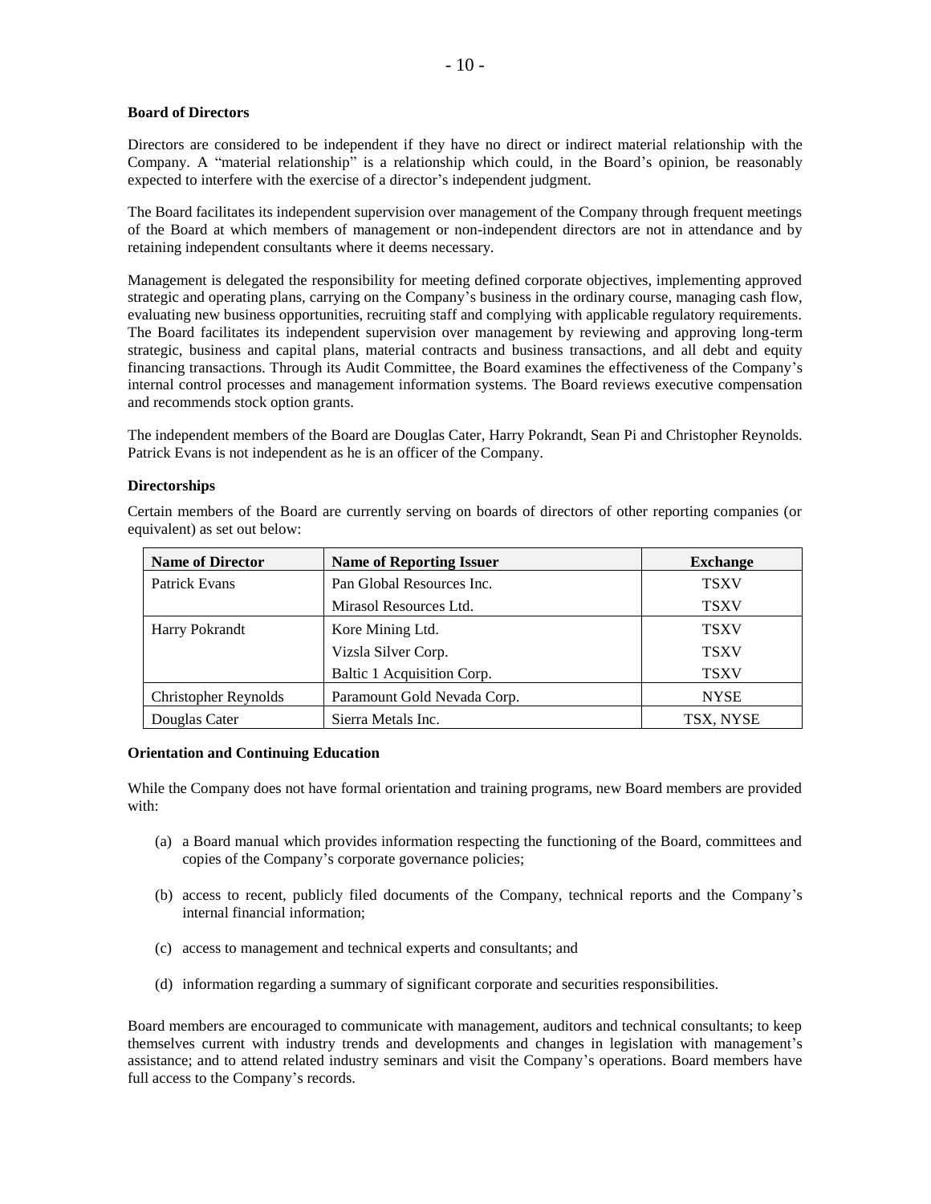**Board of Directors**

Directors are considered to be independent if they have no direct or indirect material relationship with the Company. A "material relationship" is a relationship which could, in the Board's opinion, be reasonably expected to interfere with the exercise of a director's independent judgment.

The Board facilitates its independent supervision over management of the Company through frequent meetings of the Board at which members of management or non-independent directors are not in attendance and by retaining independent consultants where it deems necessary.

Management is delegated the responsibility for meeting defined corporate objectives, implementing approved strategic and operating plans, carrying on the Company's business in the ordinary course, managing cash flow, evaluating new business opportunities, recruiting staff and complying with applicable regulatory requirements. The Board facilitates its independent supervision over management by reviewing and approving long-term strategic, business and capital plans, material contracts and business transactions, and all debt and equity financing transactions. Through its Audit Committee, the Board examines the effectiveness of the Company's internal control processes and management information systems. The Board reviews executive compensation and recommends stock option grants.

The independent members of the Board are Douglas Cater, Harry Pokrandt, Sean Pi and Christopher Reynolds. Patrick Evans is not independent as he is an officer of the Company.

**Directorships**

Certain members of the Board are currently serving on boards of directors of other reporting companies (or equivalent) as set out below:

| Name of Director | Name of Reporting Issuer | Exchange |
|---|---|---|
| Patrick Evans | Pan Global Resources Inc. | TSXV |
| | Mirasol Resources Ltd. | TSXV |
| Harry Pokrandt | Kore Mining Ltd. | TSXV |
| | Vizsla Silver Corp. | TSXV |
| | Baltic 1 Acquisition Corp. | TSXV |
| Christopher Reynolds | Paramount Gold Nevada Corp. | NYSE |
| Douglas Cater | Sierra Metals Inc. | TSX, NYSE |

**Orientation and Continuing Education**

While the Company does not have formal orientation and training programs, new Board members are provided with:

(a) a Board manual which provides information respecting the functioning of the Board, committees and copies of the Company's corporate governance policies;

(b) access to recent, publicly filed documents of the Company, technical reports and the Company's internal financial information;

(c) access to management and technical experts and consultants; and

(d) information regarding a summary of significant corporate and securities responsibilities.

Board members are encouraged to communicate with management, auditors and technical consultants; to keep themselves current with industry trends and developments and changes in legislation with management's assistance; and to attend related industry seminars and visit the Company's operations. Board members have full access to the Company's records.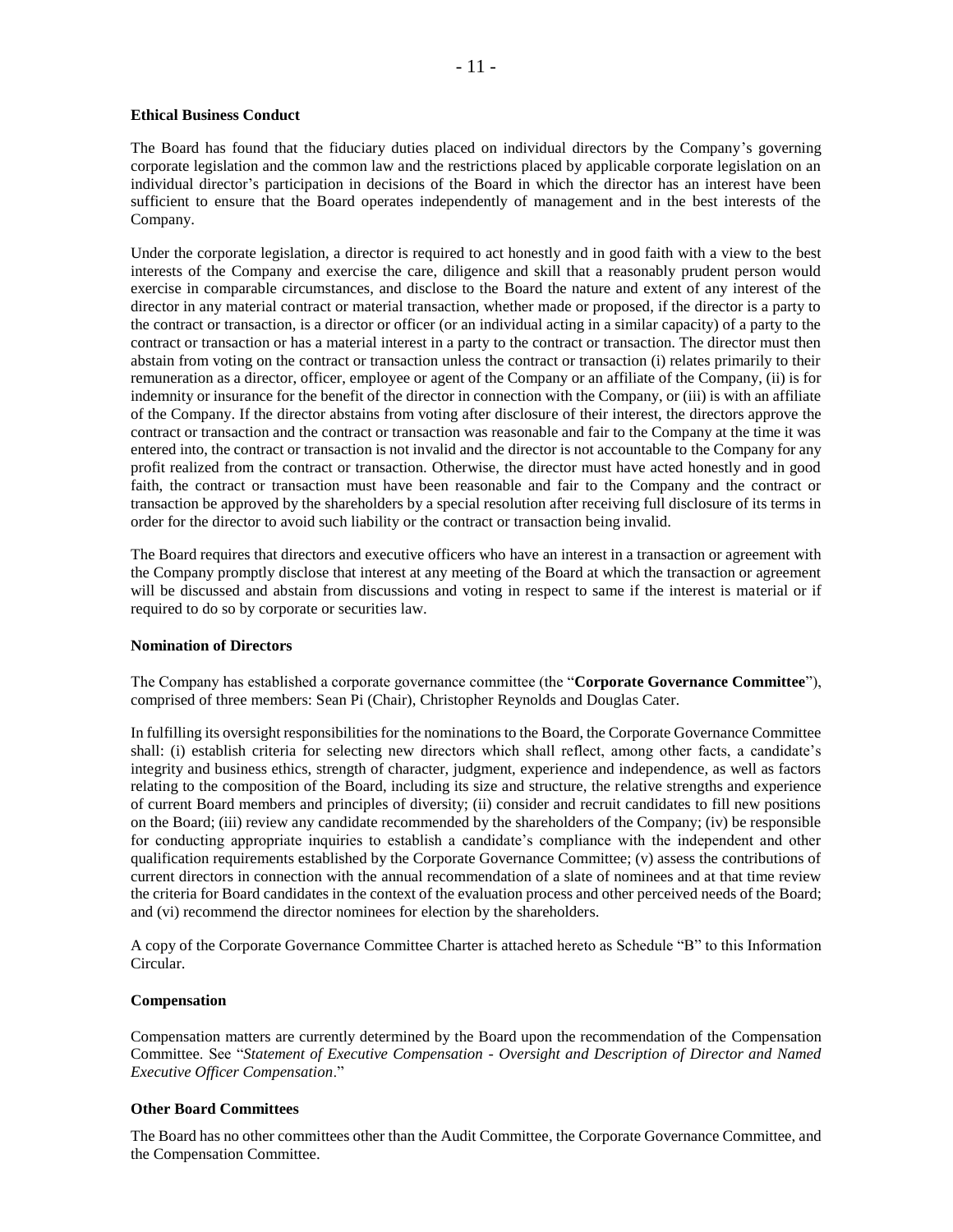**Ethical Business Conduct**

The Board has found that the fiduciary duties placed on individual directors by the Company's governing corporate legislation and the common law and the restrictions placed by applicable corporate legislation on an individual director's participation in decisions of the Board in which the director has an interest have been sufficient to ensure that the Board operates independently of management and in the best interests of the Company.

Under the corporate legislation, a director is required to act honestly and in good faith with a view to the best interests of the Company and exercise the care, diligence and skill that a reasonably prudent person would exercise in comparable circumstances, and disclose to the Board the nature and extent of any interest of the director in any material contract or material transaction, whether made or proposed, if the director is a party to the contract or transaction, is a director or officer (or an individual acting in a similar capacity) of a party to the contract or transaction or has a material interest in a party to the contract or transaction. The director must then abstain from voting on the contract or transaction unless the contract or transaction (i) relates primarily to their remuneration as a director, officer, employee or agent of the Company or an affiliate of the Company, (ii) is for indemnity or insurance for the benefit of the director in connection with the Company, or (iii) is with an affiliate of the Company. If the director abstains from voting after disclosure of their interest, the directors approve the contract or transaction and the contract or transaction was reasonable and fair to the Company at the time it was entered into, the contract or transaction is not invalid and the director is not accountable to the Company for any profit realized from the contract or transaction. Otherwise, the director must have acted honestly and in good faith, the contract or transaction must have been reasonable and fair to the Company and the contract or transaction be approved by the shareholders by a special resolution after receiving full disclosure of its terms in order for the director to avoid such liability or the contract or transaction being invalid.

The Board requires that directors and executive officers who have an interest in a transaction or agreement with the Company promptly disclose that interest at any meeting of the Board at which the transaction or agreement will be discussed and abstain from discussions and voting in respect to same if the interest is material or if required to do so by corporate or securities law.

**Nomination of Directors**

The Company has established a corporate governance committee (the "**Corporate Governance Committee**"), comprised of three members: Sean Pi (Chair), Christopher Reynolds and Douglas Cater.

In fulfilling its oversight responsibilities for the nominations to the Board, the Corporate Governance Committee shall: (i) establish criteria for selecting new directors which shall reflect, among other facts, a candidate's integrity and business ethics, strength of character, judgment, experience and independence, as well as factors relating to the composition of the Board, including its size and structure, the relative strengths and experience of current Board members and principles of diversity; (ii) consider and recruit candidates to fill new positions on the Board; (iii) review any candidate recommended by the shareholders of the Company; (iv) be responsible for conducting appropriate inquiries to establish a candidate's compliance with the independent and other qualification requirements established by the Corporate Governance Committee; (v) assess the contributions of current directors in connection with the annual recommendation of a slate of nominees and at that time review the criteria for Board candidates in the context of the evaluation process and other perceived needs of the Board; and (vi) recommend the director nominees for election by the shareholders.

A copy of the Corporate Governance Committee Charter is attached hereto as Schedule "B" to this Information Circular.

**Compensation**

Compensation matters are currently determined by the Board upon the recommendation of the Compensation Committee. See "*Statement of Executive Compensation - Oversight and Description of Director and Named Executive Officer Compensation*."

**Other Board Committees**

The Board has no other committees other than the Audit Committee, the Corporate Governance Committee, and the Compensation Committee.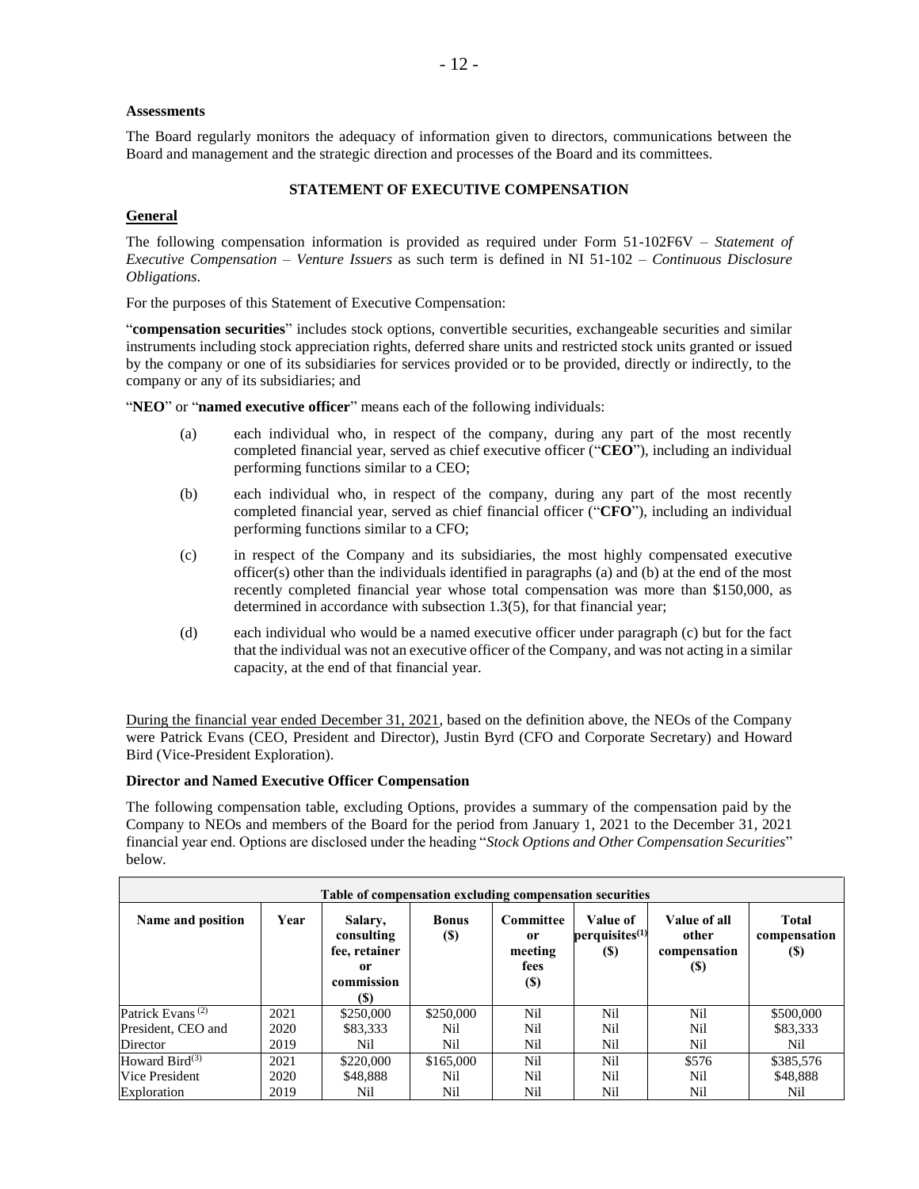**Assessments**

The Board regularly monitors the adequacy of information given to directors, communications between the Board and management and the strategic direction and processes of the Board and its committees.

## STATEMENT OF EXECUTIVE COMPENSATION

### General

The following compensation information is provided as required under Form 51-102F6V – *Statement of Executive Compensation – Venture Issuers* as such term is defined in NI 51-102 – *Continuous Disclosure Obligations*.

For the purposes of this Statement of Executive Compensation:

"**compensation securities**" includes stock options, convertible securities, exchangeable securities and similar instruments including stock appreciation rights, deferred share units and restricted stock units granted or issued by the company or one of its subsidiaries for services provided or to be provided, directly or indirectly, to the company or any of its subsidiaries; and

"**NEO**" or "**named executive officer**" means each of the following individuals:

(a) each individual who, in respect of the company, during any part of the most recently completed financial year, served as chief executive officer ("**CEO**"), including an individual performing functions similar to a CEO;

(b) each individual who, in respect of the company, during any part of the most recently completed financial year, served as chief financial officer ("**CFO**"), including an individual performing functions similar to a CFO;

(c) in respect of the Company and its subsidiaries, the most highly compensated executive officer(s) other than the individuals identified in paragraphs (a) and (b) at the end of the most recently completed financial year whose total compensation was more than $150,000, as determined in accordance with subsection 1.3(5), for that financial year;

(d) each individual who would be a named executive officer under paragraph (c) but for the fact that the individual was not an executive officer of the Company, and was not acting in a similar capacity, at the end of that financial year.

During the financial year ended December 31, 2021, based on the definition above, the NEOs of the Company were Patrick Evans (CEO, President and Director), Justin Byrd (CFO and Corporate Secretary) and Howard Bird (Vice-President Exploration).

**Director and Named Executive Officer Compensation**

The following compensation table, excluding Options, provides a summary of the compensation paid by the Company to NEOs and members of the Board for the period from January 1, 2021 to the December 31, 2021 financial year end. Options are disclosed under the heading "*Stock Options and Other Compensation Securities*" below.

| Table of compensation excluding compensation securities | | | | | | | |
|---|---|---|---|---|---|---|---|
| **Name and position** | **Year** | **Salary, consulting fee, retainer or commission ($)** | **Bonus ($)** | **Committee or meeting fees ($)** | **Value of perquisites[(1)] ($)** | **Value of all other compensation ($)** | **Total compensation ($)** |
| Patrick Evans [(2)] | 2021 | $250,000 | $250,000 | Nil | Nil | Nil | $500,000 |
| President, CEO and | 2020 | $83,333 | Nil | Nil | Nil | Nil | $83,333 |
| Director | 2019 | Nil | Nil | Nil | Nil | Nil | Nil |
| Howard Bird[(3)] | 2021 | $220,000 | $165,000 | Nil | Nil | $576 | $385,576 |
| Vice President | 2020 | $48,888 | Nil | Nil | Nil | Nil | $48,888 |
| Exploration | 2019 | Nil | Nil | Nil | Nil | Nil | Nil |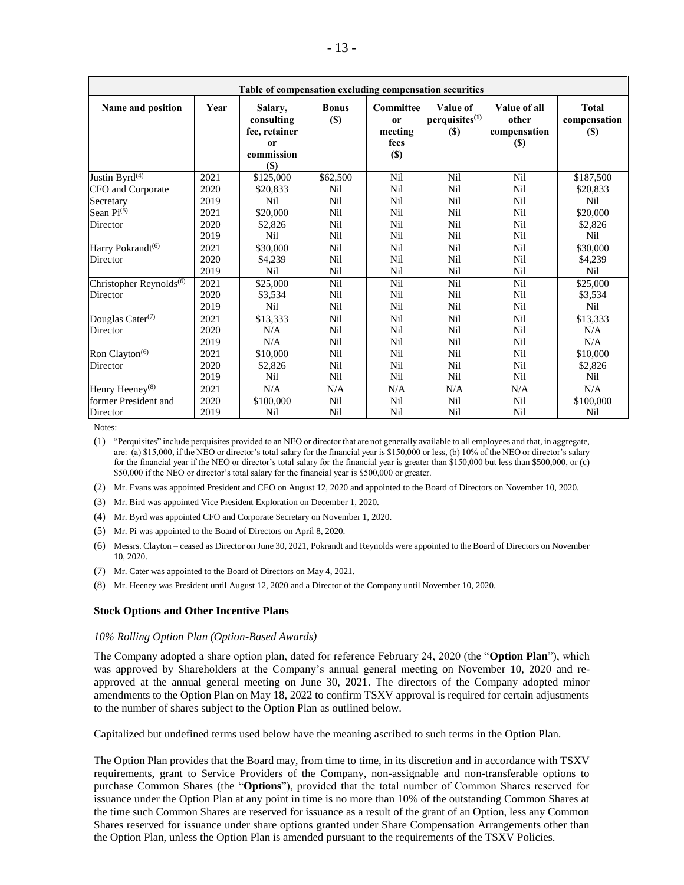| Table of compensation excluding compensation securities | | | | | | | |
|---|---|---|---|---|---|---|---|
| **Name and position** | **Year** | **Salary, consulting fee, retainer or commission ($)** | **Bonus ($)** | **Committee or meeting fees ($)** | **Value of perquisites(1) ($)** | **Value of all other compensation ($)** | **Total compensation ($)** |
| Justin Byrd(4) | 2021 | $125,000 | $62,500 | Nil | Nil | Nil | $187,500 |
| CFO and Corporate | 2020 | $20,833 | Nil | Nil | Nil | Nil | $20,833 |
| Secretary | 2019 | Nil | Nil | Nil | Nil | Nil | Nil |
| Sean Pi(5) | 2021 | $20,000 | Nil | Nil | Nil | Nil | $20,000 |
| Director | 2020 | $2,826 | Nil | Nil | Nil | Nil | $2,826 |
| | 2019 | Nil | Nil | Nil | Nil | Nil | Nil |
| Harry Pokrandt(6) | 2021 | $30,000 | Nil | Nil | Nil | Nil | $30,000 |
| Director | 2020 | $4,239 | Nil | Nil | Nil | Nil | $4,239 |
| | 2019 | Nil | Nil | Nil | Nil | Nil | Nil |
| Christopher Reynolds(6) | 2021 | $25,000 | Nil | Nil | Nil | Nil | $25,000 |
| Director | 2020 | $3,534 | Nil | Nil | Nil | Nil | $3,534 |
| | 2019 | Nil | Nil | Nil | Nil | Nil | Nil |
| Douglas Cater(7) | 2021 | $13,333 | Nil | Nil | Nil | Nil | $13,333 |
| Director | 2020 | N/A | Nil | Nil | Nil | Nil | N/A |
| | 2019 | N/A | Nil | Nil | Nil | Nil | N/A |
| Ron Clayton(6) | 2021 | $10,000 | Nil | Nil | Nil | Nil | $10,000 |
| Director | 2020 | $2,826 | Nil | Nil | Nil | Nil | $2,826 |
| | 2019 | Nil | Nil | Nil | Nil | Nil | Nil |
| Henry Heeney(8) | 2021 | N/A | N/A | N/A | N/A | N/A | N/A |
| former President and | 2020 | $100,000 | Nil | Nil | Nil | Nil | $100,000 |
| Director | 2019 | Nil | Nil | Nil | Nil | Nil | Nil |

Notes:

(1) "Perquisites" include perquisites provided to an NEO or director that are not generally available to all employees and that, in aggregate, are: (a) $15,000, if the NEO or director's total salary for the financial year is $150,000 or less, (b) 10% of the NEO or director's salary for the financial year if the NEO or director's total salary for the financial year is greater than $150,000 but less than $500,000, or (c) $50,000 if the NEO or director's total salary for the financial year is $500,000 or greater.

(2) Mr. Evans was appointed President and CEO on August 12, 2020 and appointed to the Board of Directors on November 10, 2020.

(3) Mr. Bird was appointed Vice President Exploration on December 1, 2020.

(4) Mr. Byrd was appointed CFO and Corporate Secretary on November 1, 2020.

(5) Mr. Pi was appointed to the Board of Directors on April 8, 2020.

(6) Messrs. Clayton – ceased as Director on June 30, 2021, Pokrandt and Reynolds were appointed to the Board of Directors on November 10, 2020.

(7) Mr. Cater was appointed to the Board of Directors on May 4, 2021.

(8) Mr. Heeney was President until August 12, 2020 and a Director of the Company until November 10, 2020.

**Stock Options and Other Incentive Plans**

*10% Rolling Option Plan (Option-Based Awards)*

The Company adopted a share option plan, dated for reference February 24, 2020 (the "**Option Plan**"), which was approved by Shareholders at the Company's annual general meeting on November 10, 2020 and re-approved at the annual general meeting on June 30, 2021. The directors of the Company adopted minor amendments to the Option Plan on May 18, 2022 to confirm TSXV approval is required for certain adjustments to the number of shares subject to the Option Plan as outlined below.

Capitalized but undefined terms used below have the meaning ascribed to such terms in the Option Plan.

The Option Plan provides that the Board may, from time to time, in its discretion and in accordance with TSXV requirements, grant to Service Providers of the Company, non-assignable and non-transferable options to purchase Common Shares (the "**Options**"), provided that the total number of Common Shares reserved for issuance under the Option Plan at any point in time is no more than 10% of the outstanding Common Shares at the time such Common Shares are reserved for issuance as a result of the grant of an Option, less any Common Shares reserved for issuance under share options granted under Share Compensation Arrangements other than the Option Plan, unless the Option Plan is amended pursuant to the requirements of the TSXV Policies.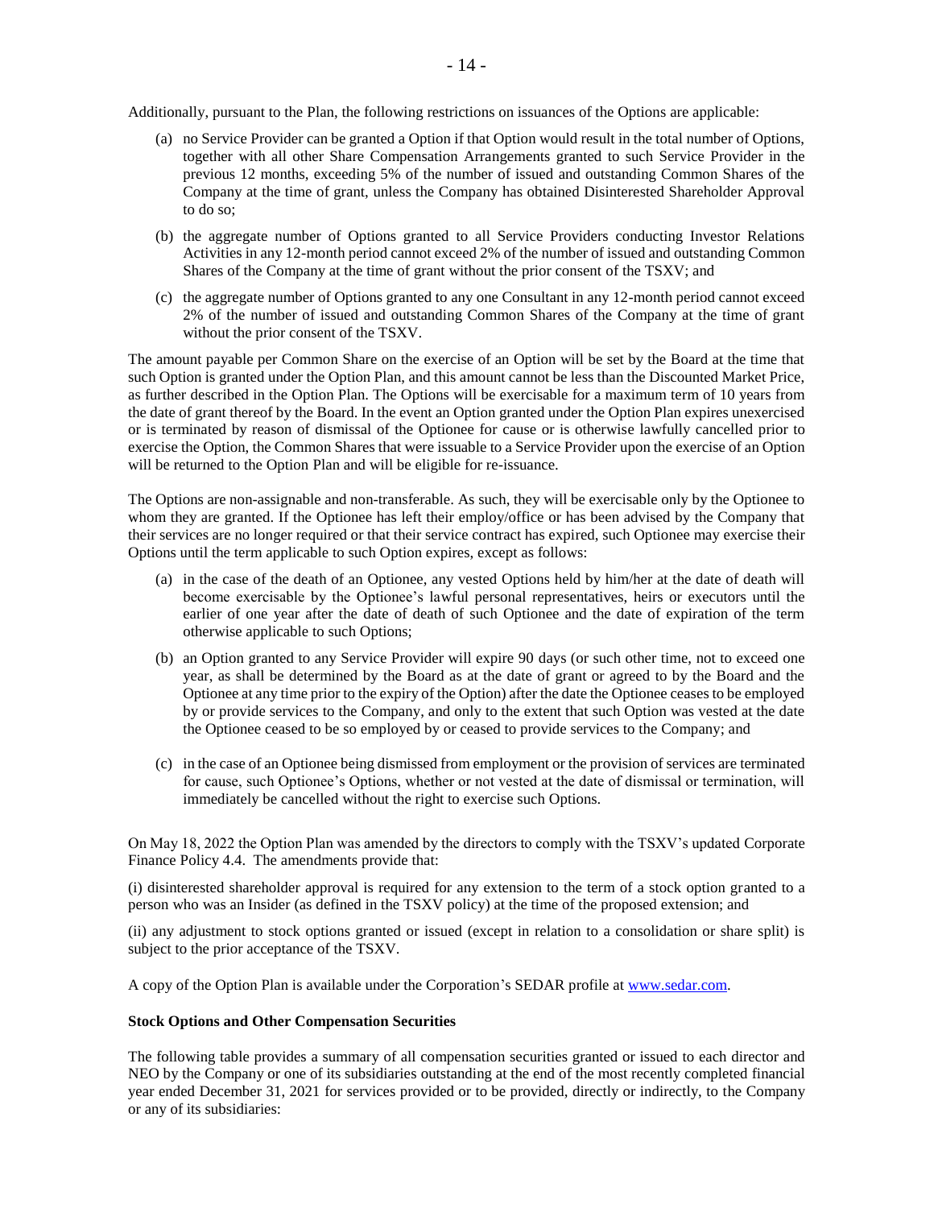Additionally, pursuant to the Plan, the following restrictions on issuances of the Options are applicable:

(a) no Service Provider can be granted a Option if that Option would result in the total number of Options, together with all other Share Compensation Arrangements granted to such Service Provider in the previous 12 months, exceeding 5% of the number of issued and outstanding Common Shares of the Company at the time of grant, unless the Company has obtained Disinterested Shareholder Approval to do so;

(b) the aggregate number of Options granted to all Service Providers conducting Investor Relations Activities in any 12-month period cannot exceed 2% of the number of issued and outstanding Common Shares of the Company at the time of grant without the prior consent of the TSXV; and

(c) the aggregate number of Options granted to any one Consultant in any 12-month period cannot exceed 2% of the number of issued and outstanding Common Shares of the Company at the time of grant without the prior consent of the TSXV.

The amount payable per Common Share on the exercise of an Option will be set by the Board at the time that such Option is granted under the Option Plan, and this amount cannot be less than the Discounted Market Price, as further described in the Option Plan. The Options will be exercisable for a maximum term of 10 years from the date of grant thereof by the Board. In the event an Option granted under the Option Plan expires unexercised or is terminated by reason of dismissal of the Optionee for cause or is otherwise lawfully cancelled prior to exercise the Option, the Common Shares that were issuable to a Service Provider upon the exercise of an Option will be returned to the Option Plan and will be eligible for re-issuance.

The Options are non-assignable and non-transferable. As such, they will be exercisable only by the Optionee to whom they are granted. If the Optionee has left their employ/office or has been advised by the Company that their services are no longer required or that their service contract has expired, such Optionee may exercise their Options until the term applicable to such Option expires, except as follows:

(a) in the case of the death of an Optionee, any vested Options held by him/her at the date of death will become exercisable by the Optionee's lawful personal representatives, heirs or executors until the earlier of one year after the date of death of such Optionee and the date of expiration of the term otherwise applicable to such Options;

(b) an Option granted to any Service Provider will expire 90 days (or such other time, not to exceed one year, as shall be determined by the Board as at the date of grant or agreed to by the Board and the Optionee at any time prior to the expiry of the Option) after the date the Optionee ceases to be employed by or provide services to the Company, and only to the extent that such Option was vested at the date the Optionee ceased to be so employed by or ceased to provide services to the Company; and

(c) in the case of an Optionee being dismissed from employment or the provision of services are terminated for cause, such Optionee's Options, whether or not vested at the date of dismissal or termination, will immediately be cancelled without the right to exercise such Options.

On May 18, 2022 the Option Plan was amended by the directors to comply with the TSXV's updated Corporate Finance Policy 4.4. The amendments provide that:

(i) disinterested shareholder approval is required for any extension to the term of a stock option granted to a person who was an Insider (as defined in the TSXV policy) at the time of the proposed extension; and

(ii) any adjustment to stock options granted or issued (except in relation to a consolidation or share split) is subject to the prior acceptance of the TSXV.

A copy of the Option Plan is available under the Corporation's SEDAR profile at www.sedar.com.

**Stock Options and Other Compensation Securities**

The following table provides a summary of all compensation securities granted or issued to each director and NEO by the Company or one of its subsidiaries outstanding at the end of the most recently completed financial year ended December 31, 2021 for services provided or to be provided, directly or indirectly, to the Company or any of its subsidiaries: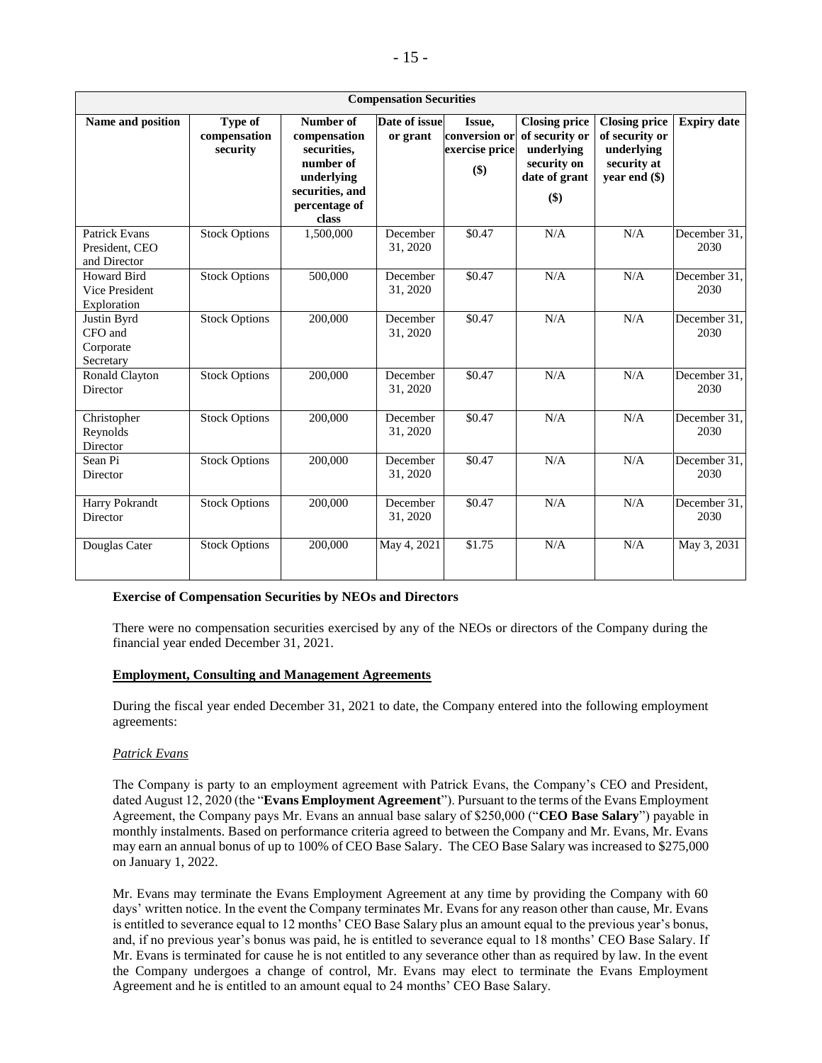| Compensation Securities | | | | | | | |
|---|---|---|---|---|---|---|---|
| **Name and position** | **Type of compensation security** | **Number of compensation securities, number of underlying securities, and percentage of class** | **Date of issue or grant** | **Issue, conversion or exercise price ($)** | **Closing price of security or underlying security on date of grant ($)** | **Closing price of security or underlying security at year end ($)** | **Expiry date** |
| Patrick Evans President, CEO and Director | Stock Options | 1,500,000 | December 31, 2020 | $0.47 | N/A | N/A | December 31, 2030 |
| Howard Bird Vice President Exploration | Stock Options | 500,000 | December 31, 2020 | $0.47 | N/A | N/A | December 31, 2030 |
| Justin Byrd CFO and Corporate Secretary | Stock Options | 200,000 | December 31, 2020 | $0.47 | N/A | N/A | December 31, 2030 |
| Ronald Clayton Director | Stock Options | 200,000 | December 31, 2020 | $0.47 | N/A | N/A | December 31, 2030 |
| Christopher Reynolds Director | Stock Options | 200,000 | December 31, 2020 | $0.47 | N/A | N/A | December 31, 2030 |
| Sean Pi Director | Stock Options | 200,000 | December 31, 2020 | $0.47 | N/A | N/A | December 31, 2030 |
| Harry Pokrandt Director | Stock Options | 200,000 | December 31, 2020 | $0.47 | N/A | N/A | December 31, 2030 |
| Douglas Cater | Stock Options | 200,000 | May 4, 2021 | $1.75 | N/A | N/A | May 3, 2031 |

**Exercise of Compensation Securities by NEOs and Directors**

There were no compensation securities exercised by any of the NEOs or directors of the Company during the financial year ended December 31, 2021.

**Employment, Consulting and Management Agreements**

During the fiscal year ended December 31, 2021 to date, the Company entered into the following employment agreements:

*Patrick Evans*

The Company is party to an employment agreement with Patrick Evans, the Company's CEO and President, dated August 12, 2020 (the "**Evans Employment Agreement**"). Pursuant to the terms of the Evans Employment Agreement, the Company pays Mr. Evans an annual base salary of $250,000 ("**CEO Base Salary**") payable in monthly instalments. Based on performance criteria agreed to between the Company and Mr. Evans, Mr. Evans may earn an annual bonus of up to 100% of CEO Base Salary. The CEO Base Salary was increased to $275,000 on January 1, 2022.

Mr. Evans may terminate the Evans Employment Agreement at any time by providing the Company with 60 days' written notice. In the event the Company terminates Mr. Evans for any reason other than cause, Mr. Evans is entitled to severance equal to 12 months' CEO Base Salary plus an amount equal to the previous year's bonus, and, if no previous year's bonus was paid, he is entitled to severance equal to 18 months' CEO Base Salary. If Mr. Evans is terminated for cause he is not entitled to any severance other than as required by law. In the event the Company undergoes a change of control, Mr. Evans may elect to terminate the Evans Employment Agreement and he is entitled to an amount equal to 24 months' CEO Base Salary.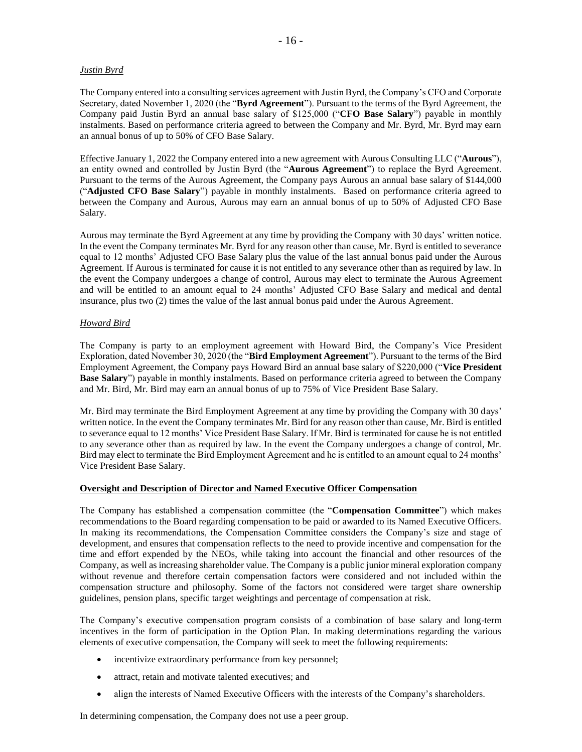*Justin Byrd*

The Company entered into a consulting services agreement with Justin Byrd, the Company's CFO and Corporate Secretary, dated November 1, 2020 (the "**Byrd Agreement**"). Pursuant to the terms of the Byrd Agreement, the Company paid Justin Byrd an annual base salary of $125,000 ("**CFO Base Salary**") payable in monthly instalments. Based on performance criteria agreed to between the Company and Mr. Byrd, Mr. Byrd may earn an annual bonus of up to 50% of CFO Base Salary.

Effective January 1, 2022 the Company entered into a new agreement with Aurous Consulting LLC ("**Aurous**"), an entity owned and controlled by Justin Byrd (the "**Aurous Agreement**") to replace the Byrd Agreement. Pursuant to the terms of the Aurous Agreement, the Company pays Aurous an annual base salary of $144,000 ("**Adjusted CFO Base Salary**") payable in monthly instalments. Based on performance criteria agreed to between the Company and Aurous, Aurous may earn an annual bonus of up to 50% of Adjusted CFO Base Salary.

Aurous may terminate the Byrd Agreement at any time by providing the Company with 30 days' written notice. In the event the Company terminates Mr. Byrd for any reason other than cause, Mr. Byrd is entitled to severance equal to 12 months' Adjusted CFO Base Salary plus the value of the last annual bonus paid under the Aurous Agreement. If Aurous is terminated for cause it is not entitled to any severance other than as required by law. In the event the Company undergoes a change of control, Aurous may elect to terminate the Aurous Agreement and will be entitled to an amount equal to 24 months' Adjusted CFO Base Salary and medical and dental insurance, plus two (2) times the value of the last annual bonus paid under the Aurous Agreement.

*Howard Bird*

The Company is party to an employment agreement with Howard Bird, the Company's Vice President Exploration, dated November 30, 2020 (the "**Bird Employment Agreement**"). Pursuant to the terms of the Bird Employment Agreement, the Company pays Howard Bird an annual base salary of $220,000 ("**Vice President Base Salary**") payable in monthly instalments. Based on performance criteria agreed to between the Company and Mr. Bird, Mr. Bird may earn an annual bonus of up to 75% of Vice President Base Salary.

Mr. Bird may terminate the Bird Employment Agreement at any time by providing the Company with 30 days' written notice. In the event the Company terminates Mr. Bird for any reason other than cause, Mr. Bird is entitled to severance equal to 12 months' Vice President Base Salary. If Mr. Bird is terminated for cause he is not entitled to any severance other than as required by law. In the event the Company undergoes a change of control, Mr. Bird may elect to terminate the Bird Employment Agreement and he is entitled to an amount equal to 24 months' Vice President Base Salary.

**Oversight and Description of Director and Named Executive Officer Compensation**

The Company has established a compensation committee (the "**Compensation Committee**") which makes recommendations to the Board regarding compensation to be paid or awarded to its Named Executive Officers. In making its recommendations, the Compensation Committee considers the Company's size and stage of development, and ensures that compensation reflects to the need to provide incentive and compensation for the time and effort expended by the NEOs, while taking into account the financial and other resources of the Company, as well as increasing shareholder value. The Company is a public junior mineral exploration company without revenue and therefore certain compensation factors were considered and not included within the compensation structure and philosophy. Some of the factors not considered were target share ownership guidelines, pension plans, specific target weightings and percentage of compensation at risk.

The Company's executive compensation program consists of a combination of base salary and long-term incentives in the form of participation in the Option Plan. In making determinations regarding the various elements of executive compensation, the Company will seek to meet the following requirements:

- incentivize extraordinary performance from key personnel;
- attract, retain and motivate talented executives; and
- align the interests of Named Executive Officers with the interests of the Company's shareholders.

In determining compensation, the Company does not use a peer group.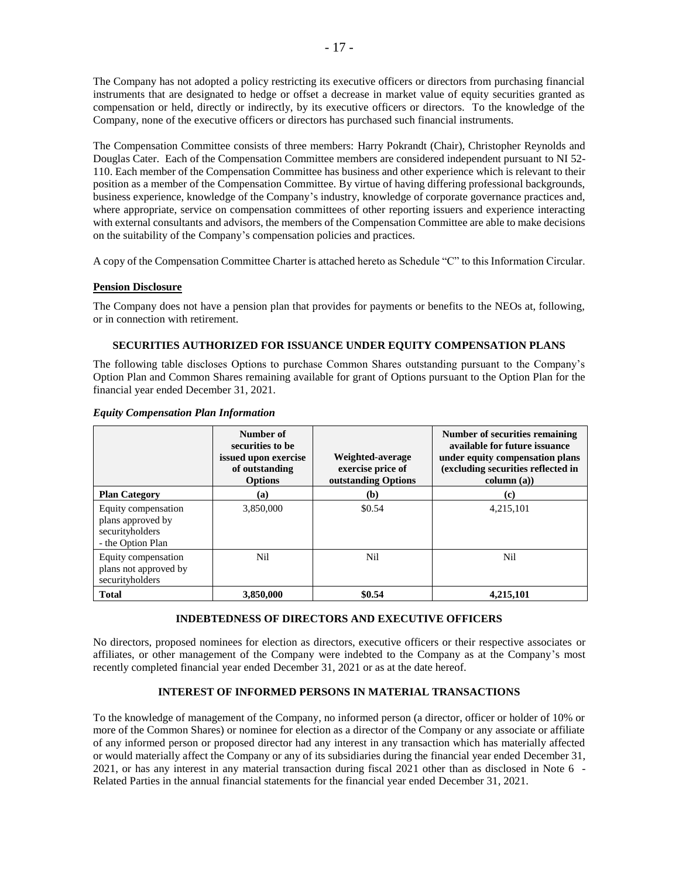The Company has not adopted a policy restricting its executive officers or directors from purchasing financial instruments that are designated to hedge or offset a decrease in market value of equity securities granted as compensation or held, directly or indirectly, by its executive officers or directors. To the knowledge of the Company, none of the executive officers or directors has purchased such financial instruments.

The Compensation Committee consists of three members: Harry Pokrandt (Chair), Christopher Reynolds and Douglas Cater. Each of the Compensation Committee members are considered independent pursuant to NI 52-110. Each member of the Compensation Committee has business and other experience which is relevant to their position as a member of the Compensation Committee. By virtue of having differing professional backgrounds, business experience, knowledge of the Company's industry, knowledge of corporate governance practices and, where appropriate, service on compensation committees of other reporting issuers and experience interacting with external consultants and advisors, the members of the Compensation Committee are able to make decisions on the suitability of the Company's compensation policies and practices.

A copy of the Compensation Committee Charter is attached hereto as Schedule "C" to this Information Circular.

**Pension Disclosure**

The Company does not have a pension plan that provides for payments or benefits to the NEOs at, following, or in connection with retirement.

## SECURITIES AUTHORIZED FOR ISSUANCE UNDER EQUITY COMPENSATION PLANS

The following table discloses Options to purchase Common Shares outstanding pursuant to the Company's Option Plan and Common Shares remaining available for grant of Options pursuant to the Option Plan for the financial year ended December 31, 2021.

***Equity Compensation Plan Information***

| | Number of securities to be issued upon exercise of outstanding Options | Weighted-average exercise price of outstanding Options | Number of securities remaining available for future issuance under equity compensation plans (excluding securities reflected in column (a)) |
|---|---|---|---|
| **Plan Category** | **(a)** | **(b)** | **(c)** |
| Equity compensation plans approved by securityholders - the Option Plan | 3,850,000 | $0.54 | 4,215,101 |
| Equity compensation plans not approved by securityholders | Nil | Nil | Nil |
| **Total** | **3,850,000** | **$0.54** | **4,215,101** |

## INDEBTEDNESS OF DIRECTORS AND EXECUTIVE OFFICERS

No directors, proposed nominees for election as directors, executive officers or their respective associates or affiliates, or other management of the Company were indebted to the Company as at the Company's most recently completed financial year ended December 31, 2021 or as at the date hereof.

## INTEREST OF INFORMED PERSONS IN MATERIAL TRANSACTIONS

To the knowledge of management of the Company, no informed person (a director, officer or holder of 10% or more of the Common Shares) or nominee for election as a director of the Company or any associate or affiliate of any informed person or proposed director had any interest in any transaction which has materially affected or would materially affect the Company or any of its subsidiaries during the financial year ended December 31, 2021, or has any interest in any material transaction during fiscal 2021 other than as disclosed in Note 6 - Related Parties in the annual financial statements for the financial year ended December 31, 2021.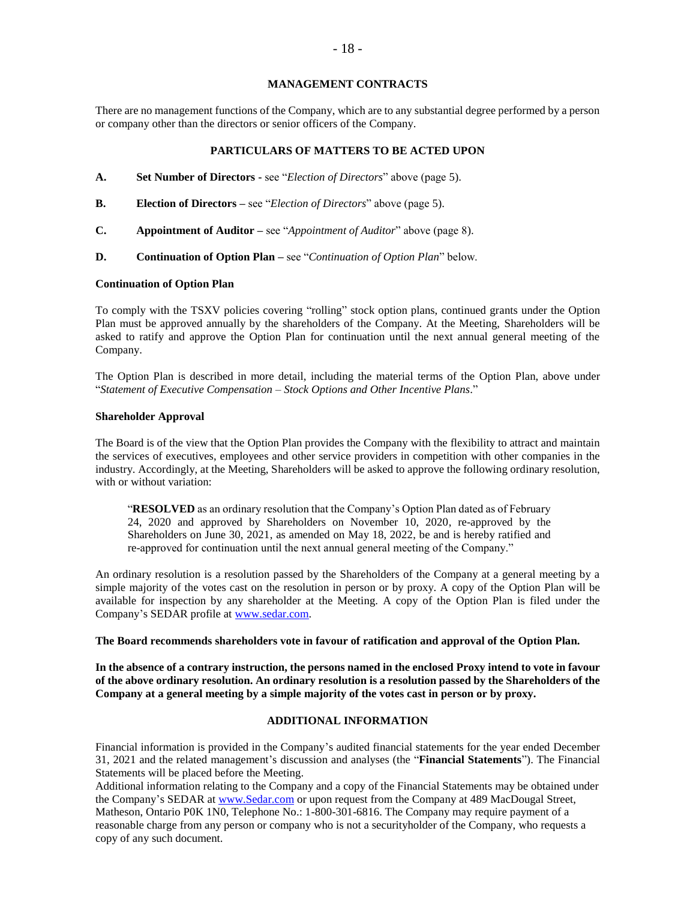## MANAGEMENT CONTRACTS

There are no management functions of the Company, which are to any substantial degree performed by a person or company other than the directors or senior officers of the Company.

## PARTICULARS OF MATTERS TO BE ACTED UPON

**A.** **Set Number of Directors** - see "*Election of Directors*" above (page 5).

**B.** **Election of Directors –** see "*Election of Directors*" above (page 5).

**C.** **Appointment of Auditor –** see "*Appointment of Auditor*" above (page 8).

**D.** **Continuation of Option Plan –** see "*Continuation of Option Plan*" below.

### Continuation of Option Plan

To comply with the TSXV policies covering "rolling" stock option plans, continued grants under the Option Plan must be approved annually by the shareholders of the Company. At the Meeting, Shareholders will be asked to ratify and approve the Option Plan for continuation until the next annual general meeting of the Company.

The Option Plan is described in more detail, including the material terms of the Option Plan, above under "*Statement of Executive Compensation – Stock Options and Other Incentive Plans*."

### Shareholder Approval

The Board is of the view that the Option Plan provides the Company with the flexibility to attract and maintain the services of executives, employees and other service providers in competition with other companies in the industry. Accordingly, at the Meeting, Shareholders will be asked to approve the following ordinary resolution, with or without variation:

> "**RESOLVED** as an ordinary resolution that the Company's Option Plan dated as of February 24, 2020 and approved by Shareholders on November 10, 2020, re-approved by the Shareholders on June 30, 2021, as amended on May 18, 2022, be and is hereby ratified and re-approved for continuation until the next annual general meeting of the Company."

An ordinary resolution is a resolution passed by the Shareholders of the Company at a general meeting by a simple majority of the votes cast on the resolution in person or by proxy. A copy of the Option Plan will be available for inspection by any shareholder at the Meeting. A copy of the Option Plan is filed under the Company's SEDAR profile at www.sedar.com.

**The Board recommends shareholders vote in favour of ratification and approval of the Option Plan.**

**In the absence of a contrary instruction, the persons named in the enclosed Proxy intend to vote in favour of the above ordinary resolution. An ordinary resolution is a resolution passed by the Shareholders of the Company at a general meeting by a simple majority of the votes cast in person or by proxy.**

## ADDITIONAL INFORMATION

Financial information is provided in the Company's audited financial statements for the year ended December 31, 2021 and the related management's discussion and analyses (the "**Financial Statements**"). The Financial Statements will be placed before the Meeting.

Additional information relating to the Company and a copy of the Financial Statements may be obtained under the Company's SEDAR at www.Sedar.com or upon request from the Company at 489 MacDougal Street, Matheson, Ontario P0K 1N0, Telephone No.: 1-800-301-6816. The Company may require payment of a reasonable charge from any person or company who is not a securityholder of the Company, who requests a copy of any such document.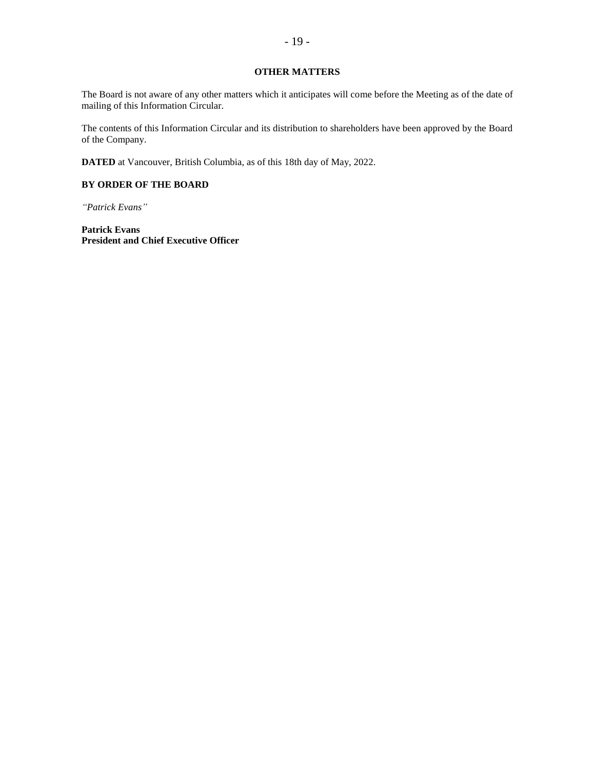## OTHER MATTERS

The Board is not aware of any other matters which it anticipates will come before the Meeting as of the date of mailing of this Information Circular.

The contents of this Information Circular and its distribution to shareholders have been approved by the Board of the Company.

**DATED** at Vancouver, British Columbia, as of this 18th day of May, 2022.

**BY ORDER OF THE BOARD**

*"Patrick Evans"*

**Patrick Evans**
**President and Chief Executive Officer**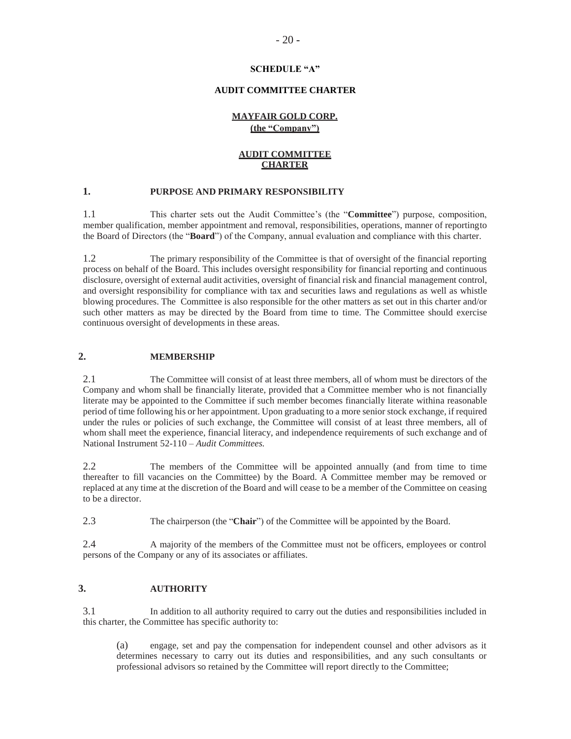**SCHEDULE "A"**

**AUDIT COMMITTEE CHARTER**

**MAYFAIR GOLD CORP.**
**(the "Company")**

**AUDIT COMMITTEE CHARTER**

## 1. PURPOSE AND PRIMARY RESPONSIBILITY

1.1 This charter sets out the Audit Committee's (the "**Committee**") purpose, composition, member qualification, member appointment and removal, responsibilities, operations, manner of reporting to the Board of Directors (the "**Board**") of the Company, annual evaluation and compliance with this charter.

1.2 The primary responsibility of the Committee is that of oversight of the financial reporting process on behalf of the Board. This includes oversight responsibility for financial reporting and continuous disclosure, oversight of external audit activities, oversight of financial risk and financial management control, and oversight responsibility for compliance with tax and securities laws and regulations as well as whistle blowing procedures. The Committee is also responsible for the other matters as set out in this charter and/or such other matters as may be directed by the Board from time to time. The Committee should exercise continuous oversight of developments in these areas.

## 2. MEMBERSHIP

2.1 The Committee will consist of at least three members, all of whom must be directors of the Company and whom shall be financially literate, provided that a Committee member who is not financially literate may be appointed to the Committee if such member becomes financially literate within a reasonable period of time following his or her appointment. Upon graduating to a more senior stock exchange, if required under the rules or policies of such exchange, the Committee will consist of at least three members, all of whom shall meet the experience, financial literacy, and independence requirements of such exchange and of National Instrument 52-110 – *Audit Committees.*

2.2 The members of the Committee will be appointed annually (and from time to time thereafter to fill vacancies on the Committee) by the Board. A Committee member may be removed or replaced at any time at the discretion of the Board and will cease to be a member of the Committee on ceasing to be a director.

2.3 The chairperson (the "**Chair**") of the Committee will be appointed by the Board.

2.4 A majority of the members of the Committee must not be officers, employees or control persons of the Company or any of its associates or affiliates.

## 3. AUTHORITY

3.1 In addition to all authority required to carry out the duties and responsibilities included in this charter, the Committee has specific authority to:

(a) engage, set and pay the compensation for independent counsel and other advisors as it determines necessary to carry out its duties and responsibilities, and any such consultants or professional advisors so retained by the Committee will report directly to the Committee;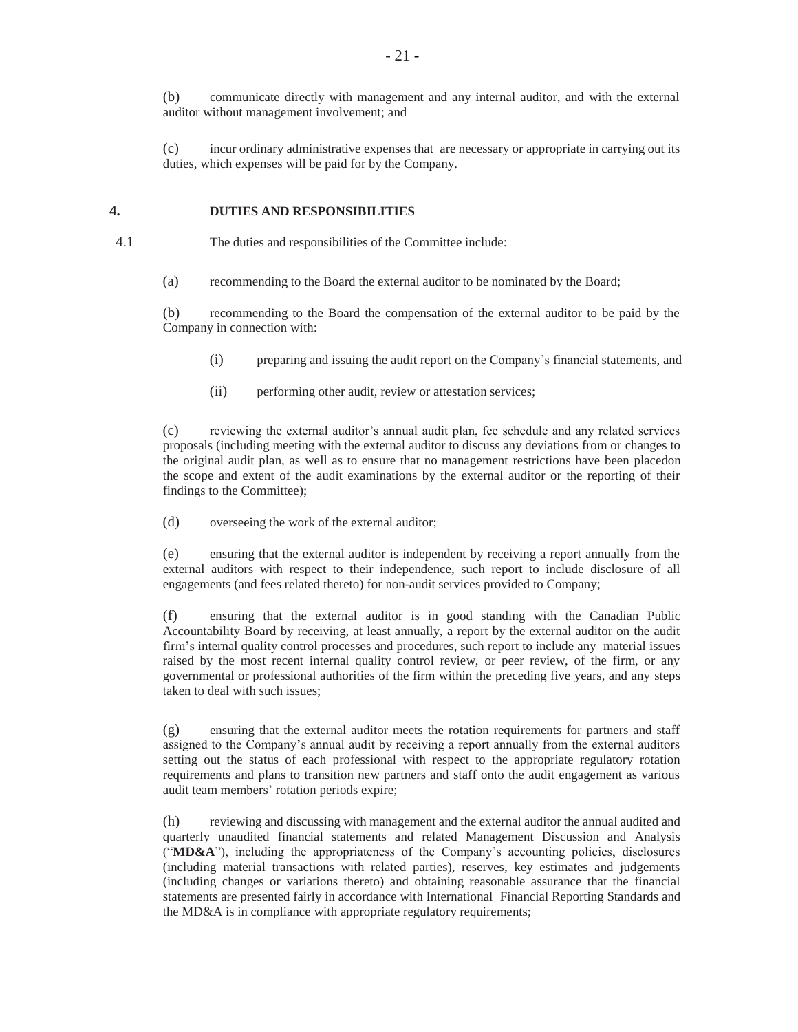(b) communicate directly with management and any internal auditor, and with the external auditor without management involvement; and

(c) incur ordinary administrative expenses that are necessary or appropriate in carrying out its duties, which expenses will be paid for by the Company.

## 4. DUTIES AND RESPONSIBILITIES

4.1 The duties and responsibilities of the Committee include:

(a) recommending to the Board the external auditor to be nominated by the Board;

(b) recommending to the Board the compensation of the external auditor to be paid by the Company in connection with:

(i) preparing and issuing the audit report on the Company's financial statements, and

(ii) performing other audit, review or attestation services;

(c) reviewing the external auditor's annual audit plan, fee schedule and any related services proposals (including meeting with the external auditor to discuss any deviations from or changes to the original audit plan, as well as to ensure that no management restrictions have been placedon the scope and extent of the audit examinations by the external auditor or the reporting of their findings to the Committee);

(d) overseeing the work of the external auditor;

(e) ensuring that the external auditor is independent by receiving a report annually from the external auditors with respect to their independence, such report to include disclosure of all engagements (and fees related thereto) for non-audit services provided to Company;

(f) ensuring that the external auditor is in good standing with the Canadian Public Accountability Board by receiving, at least annually, a report by the external auditor on the audit firm's internal quality control processes and procedures, such report to include any material issues raised by the most recent internal quality control review, or peer review, of the firm, or any governmental or professional authorities of the firm within the preceding five years, and any steps taken to deal with such issues;

(g) ensuring that the external auditor meets the rotation requirements for partners and staff assigned to the Company's annual audit by receiving a report annually from the external auditors setting out the status of each professional with respect to the appropriate regulatory rotation requirements and plans to transition new partners and staff onto the audit engagement as various audit team members' rotation periods expire;

(h) reviewing and discussing with management and the external auditor the annual audited and quarterly unaudited financial statements and related Management Discussion and Analysis ("**MD&A**"), including the appropriateness of the Company's accounting policies, disclosures (including material transactions with related parties), reserves, key estimates and judgements (including changes or variations thereto) and obtaining reasonable assurance that the financial statements are presented fairly in accordance with International Financial Reporting Standards and the MD&A is in compliance with appropriate regulatory requirements;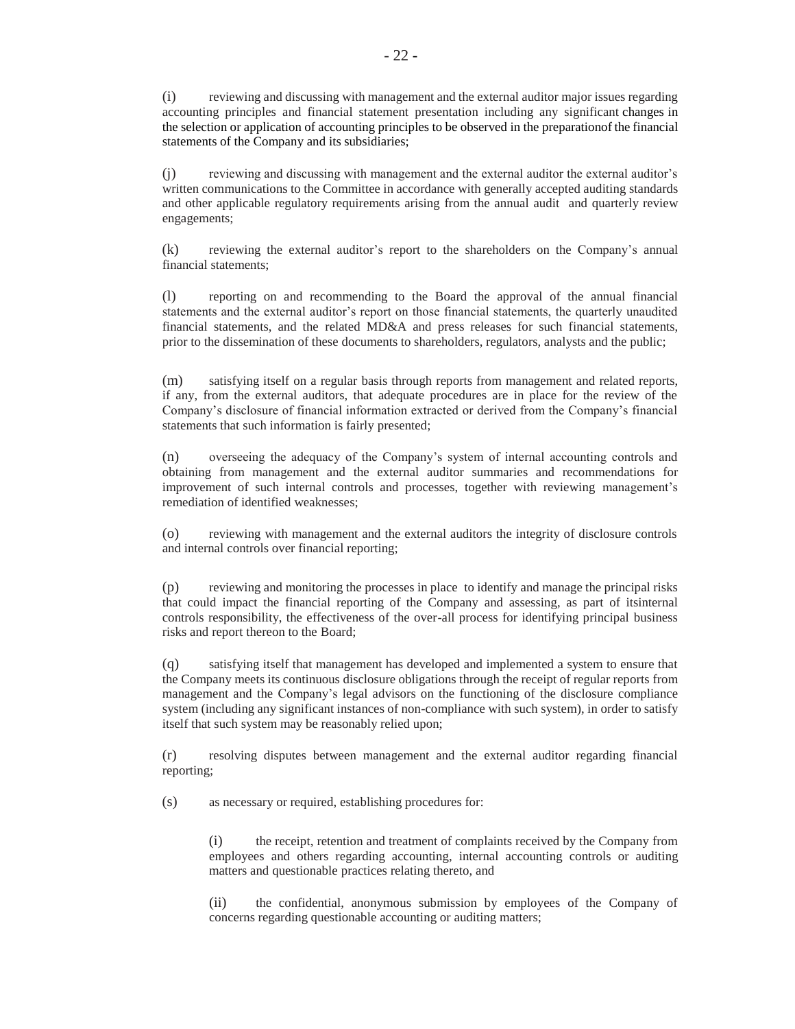(i) reviewing and discussing with management and the external auditor major issues regarding accounting principles and financial statement presentation including any significant changes in the selection or application of accounting principles to be observed in the preparationof the financial statements of the Company and its subsidiaries;

(j) reviewing and discussing with management and the external auditor the external auditor's written communications to the Committee in accordance with generally accepted auditing standards and other applicable regulatory requirements arising from the annual audit and quarterly review engagements;

(k) reviewing the external auditor's report to the shareholders on the Company's annual financial statements;

(l) reporting on and recommending to the Board the approval of the annual financial statements and the external auditor's report on those financial statements, the quarterly unaudited financial statements, and the related MD&A and press releases for such financial statements, prior to the dissemination of these documents to shareholders, regulators, analysts and the public;

(m) satisfying itself on a regular basis through reports from management and related reports, if any, from the external auditors, that adequate procedures are in place for the review of the Company's disclosure of financial information extracted or derived from the Company's financial statements that such information is fairly presented;

(n) overseeing the adequacy of the Company's system of internal accounting controls and obtaining from management and the external auditor summaries and recommendations for improvement of such internal controls and processes, together with reviewing management's remediation of identified weaknesses;

(o) reviewing with management and the external auditors the integrity of disclosure controls and internal controls over financial reporting;

(p) reviewing and monitoring the processes in place to identify and manage the principal risks that could impact the financial reporting of the Company and assessing, as part of itsinternal controls responsibility, the effectiveness of the over-all process for identifying principal business risks and report thereon to the Board;

(q) satisfying itself that management has developed and implemented a system to ensure that the Company meets its continuous disclosure obligations through the receipt of regular reports from management and the Company's legal advisors on the functioning of the disclosure compliance system (including any significant instances of non-compliance with such system), in order to satisfy itself that such system may be reasonably relied upon;

(r) resolving disputes between management and the external auditor regarding financial reporting;

(s) as necessary or required, establishing procedures for:

> (i) the receipt, retention and treatment of complaints received by the Company from employees and others regarding accounting, internal accounting controls or auditing matters and questionable practices relating thereto, and
>
> (ii) the confidential, anonymous submission by employees of the Company of concerns regarding questionable accounting or auditing matters;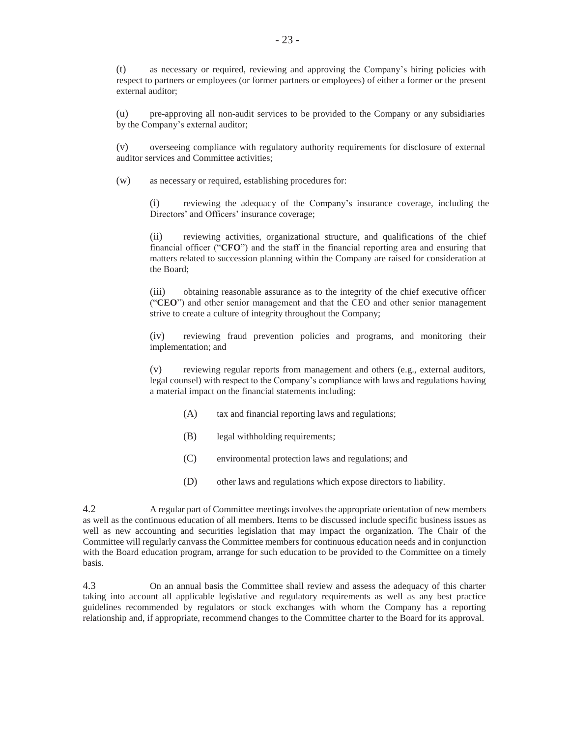(t) as necessary or required, reviewing and approving the Company's hiring policies with respect to partners or employees (or former partners or employees) of either a former or the present external auditor;

(u) pre-approving all non-audit services to be provided to the Company or any subsidiaries by the Company's external auditor;

(v) overseeing compliance with regulatory authority requirements for disclosure of external auditor services and Committee activities;

(w) as necessary or required, establishing procedures for:

> (i) reviewing the adequacy of the Company's insurance coverage, including the Directors' and Officers' insurance coverage;
>
> (ii) reviewing activities, organizational structure, and qualifications of the chief financial officer ("**CFO**") and the staff in the financial reporting area and ensuring that matters related to succession planning within the Company are raised for consideration at the Board;
>
> (iii) obtaining reasonable assurance as to the integrity of the chief executive officer ("**CEO**") and other senior management and that the CEO and other senior management strive to create a culture of integrity throughout the Company;
>
> (iv) reviewing fraud prevention policies and programs, and monitoring their implementation; and
>
> (v) reviewing regular reports from management and others (e.g., external auditors, legal counsel) with respect to the Company's compliance with laws and regulations having a material impact on the financial statements including:
>
> > (A) tax and financial reporting laws and regulations;
> >
> > (B) legal withholding requirements;
> >
> > (C) environmental protection laws and regulations; and
> >
> > (D) other laws and regulations which expose directors to liability.

4.2 A regular part of Committee meetings involves the appropriate orientation of new members as well as the continuous education of all members. Items to be discussed include specific business issues as well as new accounting and securities legislation that may impact the organization. The Chair of the Committee will regularly canvass the Committee members for continuous education needs and in conjunction with the Board education program, arrange for such education to be provided to the Committee on a timely basis.

4.3 On an annual basis the Committee shall review and assess the adequacy of this charter taking into account all applicable legislative and regulatory requirements as well as any best practice guidelines recommended by regulators or stock exchanges with whom the Company has a reporting relationship and, if appropriate, recommend changes to the Committee charter to the Board for its approval.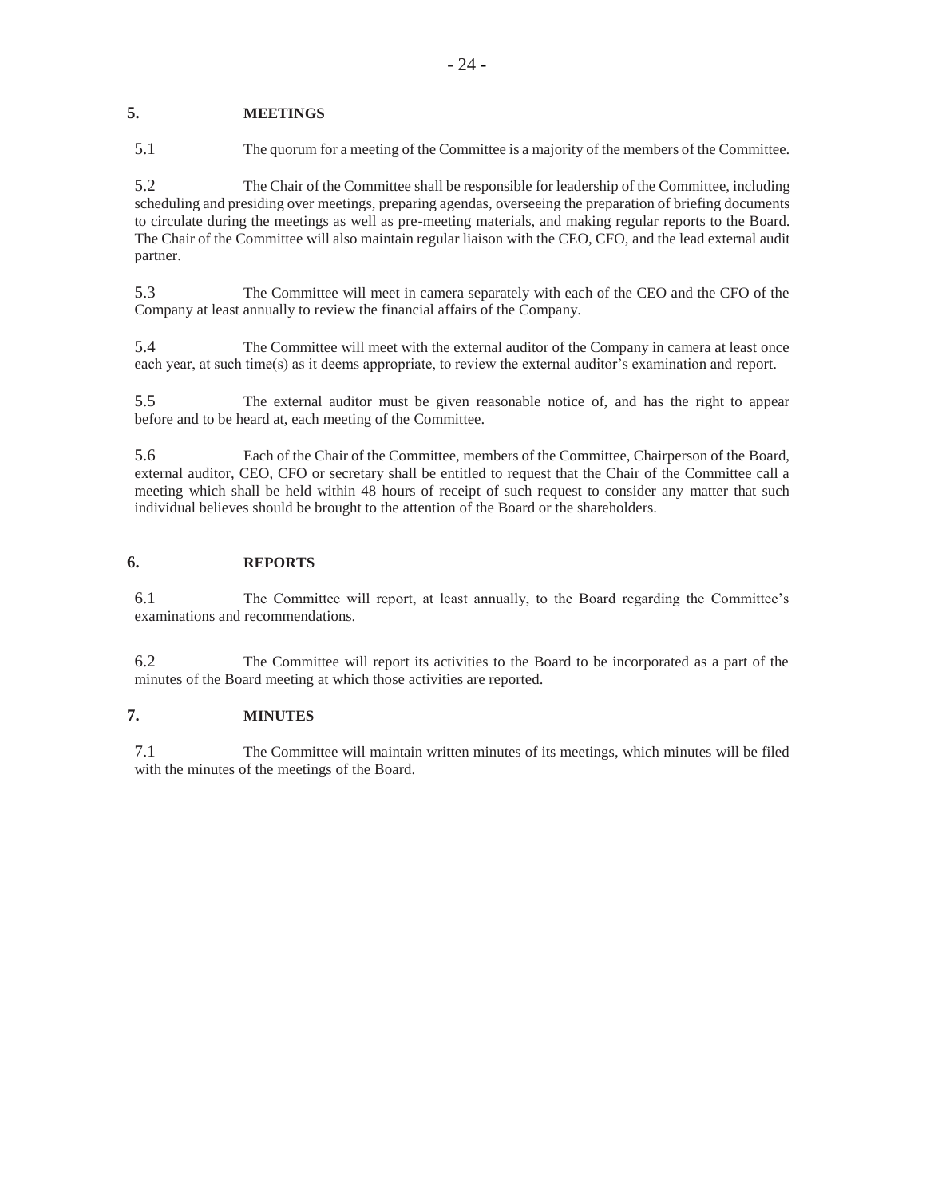## 5. MEETINGS

5.1 The quorum for a meeting of the Committee is a majority of the members of the Committee.

5.2 The Chair of the Committee shall be responsible for leadership of the Committee, including scheduling and presiding over meetings, preparing agendas, overseeing the preparation of briefing documents to circulate during the meetings as well as pre-meeting materials, and making regular reports to the Board. The Chair of the Committee will also maintain regular liaison with the CEO, CFO, and the lead external audit partner.

5.3 The Committee will meet in camera separately with each of the CEO and the CFO of the Company at least annually to review the financial affairs of the Company.

5.4 The Committee will meet with the external auditor of the Company in camera at least once each year, at such time(s) as it deems appropriate, to review the external auditor's examination and report.

5.5 The external auditor must be given reasonable notice of, and has the right to appear before and to be heard at, each meeting of the Committee.

5.6 Each of the Chair of the Committee, members of the Committee, Chairperson of the Board, external auditor, CEO, CFO or secretary shall be entitled to request that the Chair of the Committee call a meeting which shall be held within 48 hours of receipt of such request to consider any matter that such individual believes should be brought to the attention of the Board or the shareholders.

## 6. REPORTS

6.1 The Committee will report, at least annually, to the Board regarding the Committee's examinations and recommendations.

6.2 The Committee will report its activities to the Board to be incorporated as a part of the minutes of the Board meeting at which those activities are reported.

## 7. MINUTES

7.1 The Committee will maintain written minutes of its meetings, which minutes will be filed with the minutes of the meetings of the Board.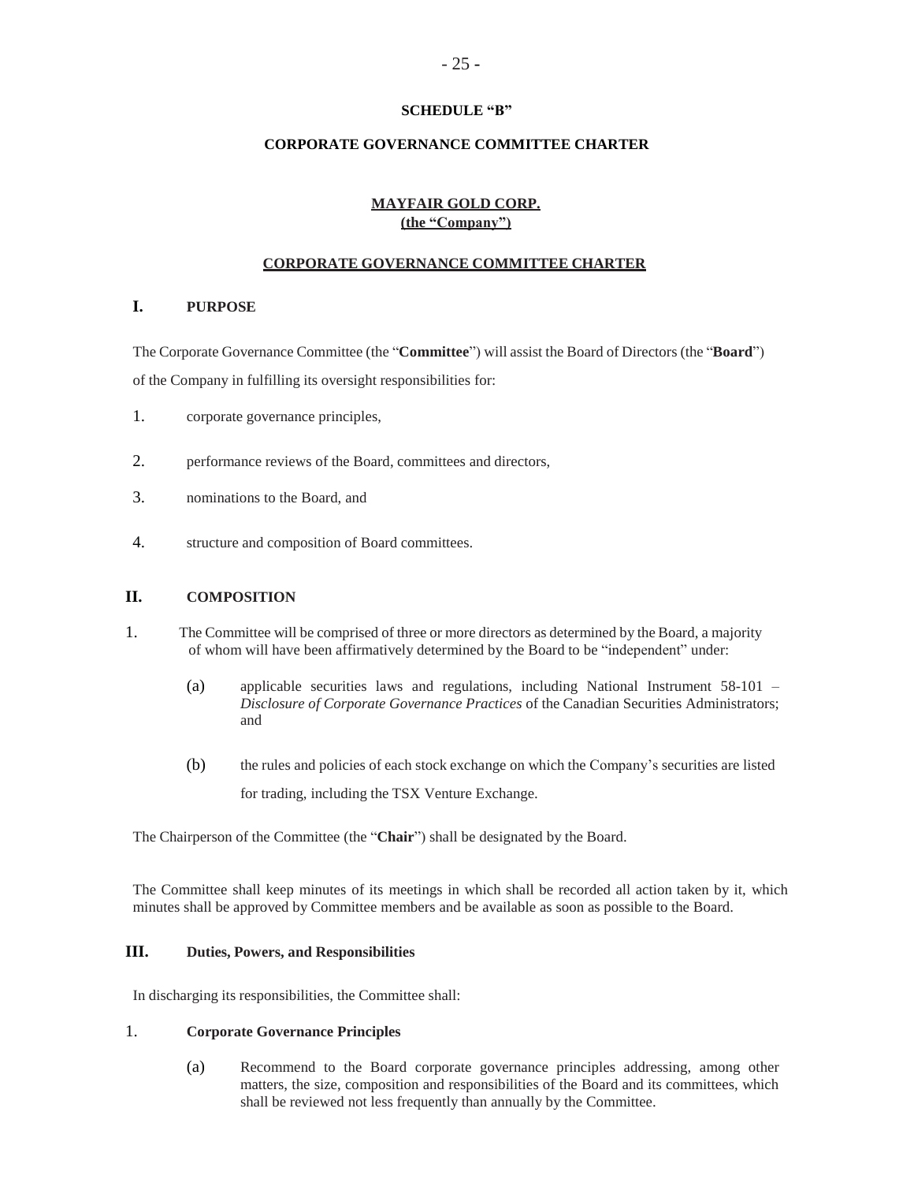**SCHEDULE "B"**

**CORPORATE GOVERNANCE COMMITTEE CHARTER**

**MAYFAIR GOLD CORP.**
**(the "Company")**

**CORPORATE GOVERNANCE COMMITTEE CHARTER**

## I. PURPOSE

The Corporate Governance Committee (the "**Committee**") will assist the Board of Directors (the "**Board**") of the Company in fulfilling its oversight responsibilities for:

1. corporate governance principles,
2. performance reviews of the Board, committees and directors,
3. nominations to the Board, and
4. structure and composition of Board committees.

## II. COMPOSITION

1. The Committee will be comprised of three or more directors as determined by the Board, a majority of whom will have been affirmatively determined by the Board to be "independent" under:

   (a) applicable securities laws and regulations, including National Instrument 58-101 – *Disclosure of Corporate Governance Practices* of the Canadian Securities Administrators; and

   (b) the rules and policies of each stock exchange on which the Company's securities are listed for trading, including the TSX Venture Exchange.

The Chairperson of the Committee (the "**Chair**") shall be designated by the Board.

The Committee shall keep minutes of its meetings in which shall be recorded all action taken by it, which minutes shall be approved by Committee members and be available as soon as possible to the Board.

## III. Duties, Powers, and Responsibilities

In discharging its responsibilities, the Committee shall:

### 1. Corporate Governance Principles

(a) Recommend to the Board corporate governance principles addressing, among other matters, the size, composition and responsibilities of the Board and its committees, which shall be reviewed not less frequently than annually by the Committee.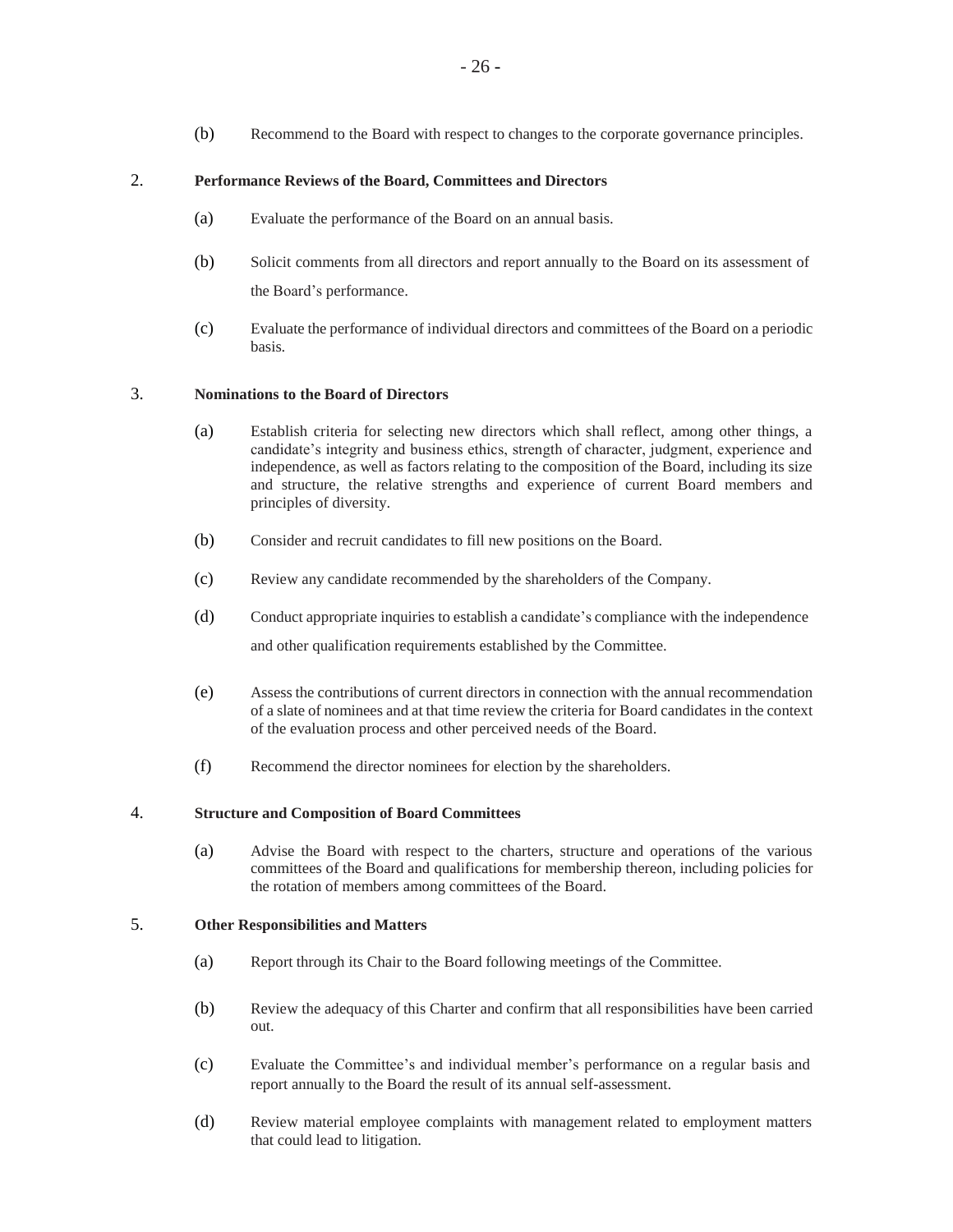(b) Recommend to the Board with respect to changes to the corporate governance principles.

2. **Performance Reviews of the Board, Committees and Directors**

(a) Evaluate the performance of the Board on an annual basis.

(b) Solicit comments from all directors and report annually to the Board on its assessment of the Board's performance.

(c) Evaluate the performance of individual directors and committees of the Board on a periodic basis.

3. **Nominations to the Board of Directors**

(a) Establish criteria for selecting new directors which shall reflect, among other things, a candidate's integrity and business ethics, strength of character, judgment, experience and independence, as well as factors relating to the composition of the Board, including its size and structure, the relative strengths and experience of current Board members and principles of diversity.

(b) Consider and recruit candidates to fill new positions on the Board.

(c) Review any candidate recommended by the shareholders of the Company.

(d) Conduct appropriate inquiries to establish a candidate's compliance with the independence and other qualification requirements established by the Committee.

(e) Assess the contributions of current directors in connection with the annual recommendation of a slate of nominees and at that time review the criteria for Board candidates in the context of the evaluation process and other perceived needs of the Board.

(f) Recommend the director nominees for election by the shareholders.

4. **Structure and Composition of Board Committees**

(a) Advise the Board with respect to the charters, structure and operations of the various committees of the Board and qualifications for membership thereon, including policies for the rotation of members among committees of the Board.

5. **Other Responsibilities and Matters**

(a) Report through its Chair to the Board following meetings of the Committee.

(b) Review the adequacy of this Charter and confirm that all responsibilities have been carried out.

(c) Evaluate the Committee's and individual member's performance on a regular basis and report annually to the Board the result of its annual self-assessment.

(d) Review material employee complaints with management related to employment matters that could lead to litigation.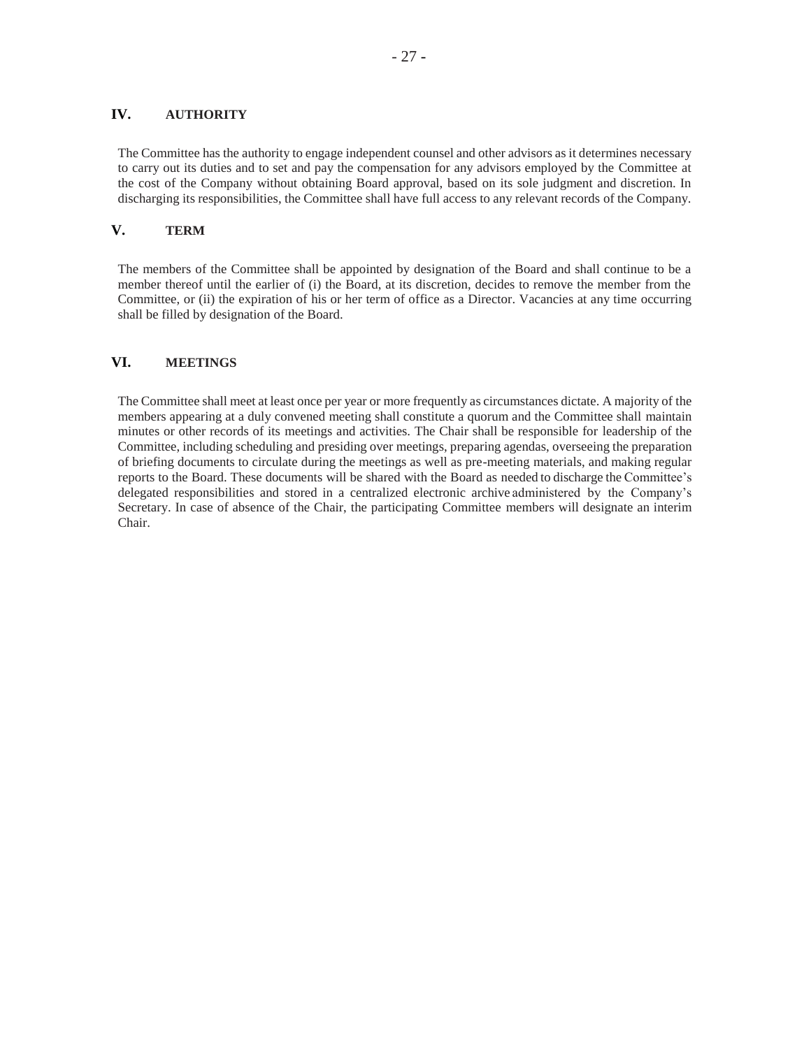## IV. AUTHORITY

The Committee has the authority to engage independent counsel and other advisors as it determines necessary to carry out its duties and to set and pay the compensation for any advisors employed by the Committee at the cost of the Company without obtaining Board approval, based on its sole judgment and discretion. In discharging its responsibilities, the Committee shall have full access to any relevant records of the Company.

## V. TERM

The members of the Committee shall be appointed by designation of the Board and shall continue to be a member thereof until the earlier of (i) the Board, at its discretion, decides to remove the member from the Committee, or (ii) the expiration of his or her term of office as a Director. Vacancies at any time occurring shall be filled by designation of the Board.

## VI. MEETINGS

The Committee shall meet at least once per year or more frequently as circumstances dictate. A majority of the members appearing at a duly convened meeting shall constitute a quorum and the Committee shall maintain minutes or other records of its meetings and activities. The Chair shall be responsible for leadership of the Committee, including scheduling and presiding over meetings, preparing agendas, overseeing the preparation of briefing documents to circulate during the meetings as well as pre-meeting materials, and making regular reports to the Board. These documents will be shared with the Board as needed to discharge the Committee's delegated responsibilities and stored in a centralized electronic archive administered by the Company's Secretary. In case of absence of the Chair, the participating Committee members will designate an interim Chair.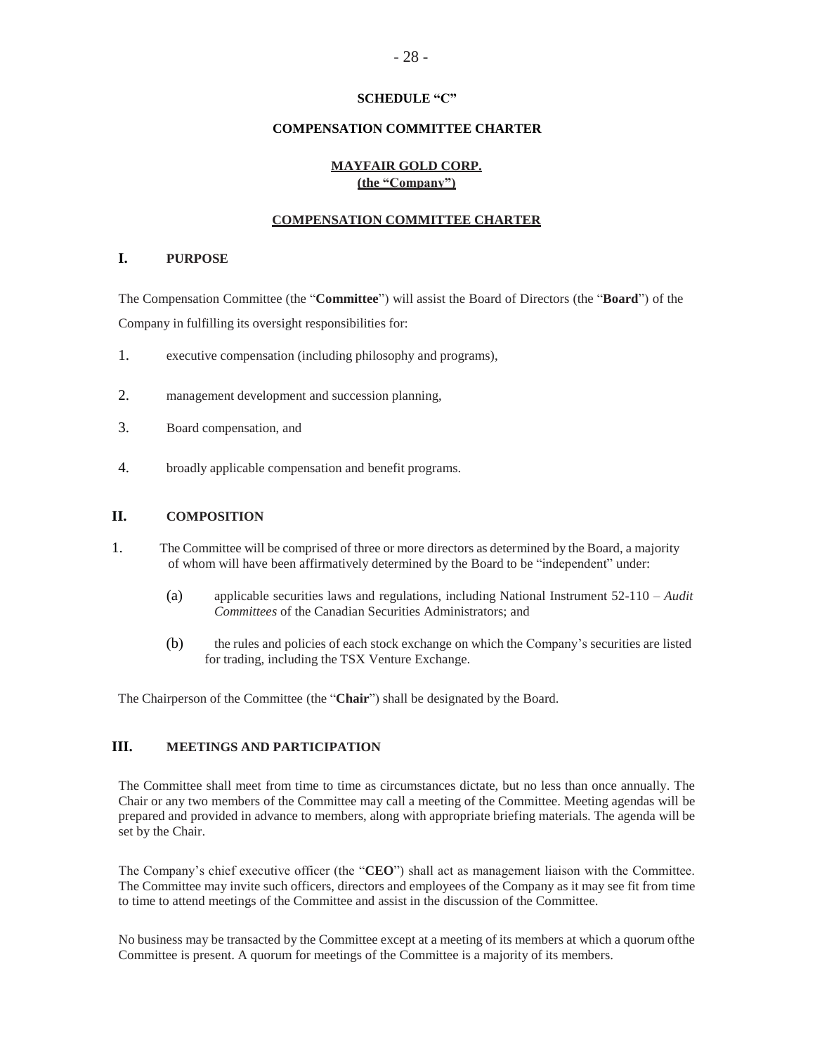**SCHEDULE "C"**

**COMPENSATION COMMITTEE CHARTER**

**MAYFAIR GOLD CORP.**
**(the "Company")**

**COMPENSATION COMMITTEE CHARTER**

## I. PURPOSE

The Compensation Committee (the "**Committee**") will assist the Board of Directors (the "**Board**") of the Company in fulfilling its oversight responsibilities for:

1. executive compensation (including philosophy and programs),
2. management development and succession planning,
3. Board compensation, and
4. broadly applicable compensation and benefit programs.

## II. COMPOSITION

1. The Committee will be comprised of three or more directors as determined by the Board, a majority of whom will have been affirmatively determined by the Board to be "independent" under:

   (a) applicable securities laws and regulations, including National Instrument 52-110 – *Audit Committees* of the Canadian Securities Administrators; and

   (b) the rules and policies of each stock exchange on which the Company's securities are listed for trading, including the TSX Venture Exchange.

The Chairperson of the Committee (the "**Chair**") shall be designated by the Board.

## III. MEETINGS AND PARTICIPATION

The Committee shall meet from time to time as circumstances dictate, but no less than once annually. The Chair or any two members of the Committee may call a meeting of the Committee. Meeting agendas will be prepared and provided in advance to members, along with appropriate briefing materials. The agenda will be set by the Chair.

The Company's chief executive officer (the "**CEO**") shall act as management liaison with the Committee. The Committee may invite such officers, directors and employees of the Company as it may see fit from time to time to attend meetings of the Committee and assist in the discussion of the Committee.

No business may be transacted by the Committee except at a meeting of its members at which a quorum ofthe Committee is present. A quorum for meetings of the Committee is a majority of its members.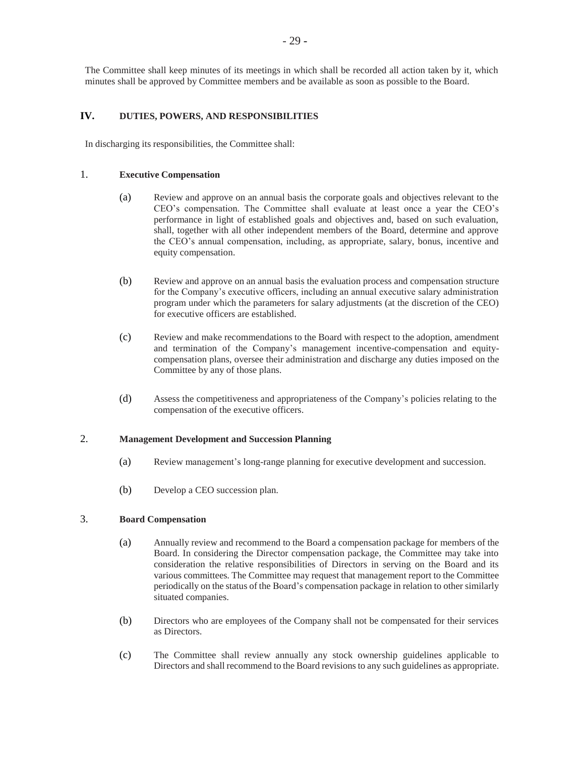The Committee shall keep minutes of its meetings in which shall be recorded all action taken by it, which minutes shall be approved by Committee members and be available as soon as possible to the Board.

## IV. DUTIES, POWERS, AND RESPONSIBILITIES

In discharging its responsibilities, the Committee shall:

### 1. Executive Compensation

(a) Review and approve on an annual basis the corporate goals and objectives relevant to the CEO's compensation. The Committee shall evaluate at least once a year the CEO's performance in light of established goals and objectives and, based on such evaluation, shall, together with all other independent members of the Board, determine and approve the CEO's annual compensation, including, as appropriate, salary, bonus, incentive and equity compensation.

(b) Review and approve on an annual basis the evaluation process and compensation structure for the Company's executive officers, including an annual executive salary administration program under which the parameters for salary adjustments (at the discretion of the CEO) for executive officers are established.

(c) Review and make recommendations to the Board with respect to the adoption, amendment and termination of the Company's management incentive-compensation and equity-compensation plans, oversee their administration and discharge any duties imposed on the Committee by any of those plans.

(d) Assess the competitiveness and appropriateness of the Company's policies relating to the compensation of the executive officers.

### 2. Management Development and Succession Planning

(a) Review management's long-range planning for executive development and succession.

(b) Develop a CEO succession plan.

### 3. Board Compensation

(a) Annually review and recommend to the Board a compensation package for members of the Board. In considering the Director compensation package, the Committee may take into consideration the relative responsibilities of Directors in serving on the Board and its various committees. The Committee may request that management report to the Committee periodically on the status of the Board's compensation package in relation to other similarly situated companies.

(b) Directors who are employees of the Company shall not be compensated for their services as Directors.

(c) The Committee shall review annually any stock ownership guidelines applicable to Directors and shall recommend to the Board revisions to any such guidelines as appropriate.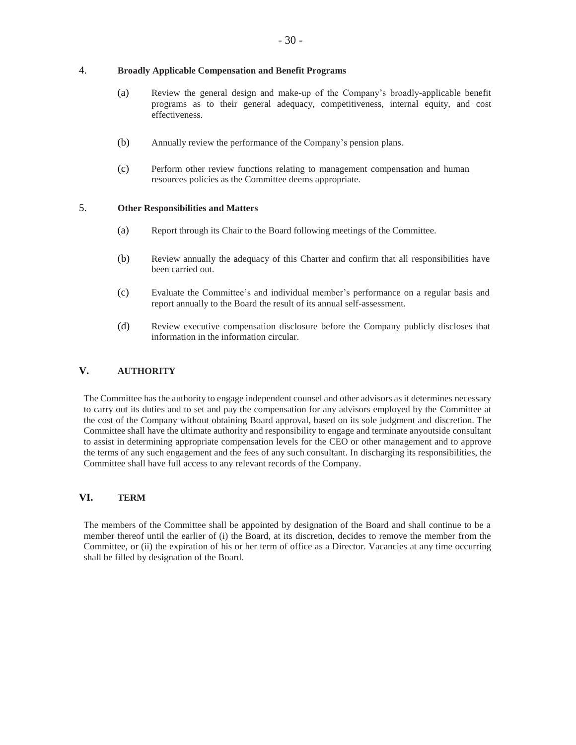4. **Broadly Applicable Compensation and Benefit Programs**

    (a) Review the general design and make-up of the Company's broadly-applicable benefit programs as to their general adequacy, competitiveness, internal equity, and cost effectiveness.

    (b) Annually review the performance of the Company's pension plans.

    (c) Perform other review functions relating to management compensation and human resources policies as the Committee deems appropriate.

5. **Other Responsibilities and Matters**

    (a) Report through its Chair to the Board following meetings of the Committee.

    (b) Review annually the adequacy of this Charter and confirm that all responsibilities have been carried out.

    (c) Evaluate the Committee's and individual member's performance on a regular basis and report annually to the Board the result of its annual self-assessment.

    (d) Review executive compensation disclosure before the Company publicly discloses that information in the information circular.

## V. AUTHORITY

The Committee has the authority to engage independent counsel and other advisors as it determines necessary to carry out its duties and to set and pay the compensation for any advisors employed by the Committee at the cost of the Company without obtaining Board approval, based on its sole judgment and discretion. The Committee shall have the ultimate authority and responsibility to engage and terminate anyoutside consultant to assist in determining appropriate compensation levels for the CEO or other management and to approve the terms of any such engagement and the fees of any such consultant. In discharging its responsibilities, the Committee shall have full access to any relevant records of the Company.

## VI. TERM

The members of the Committee shall be appointed by designation of the Board and shall continue to be a member thereof until the earlier of (i) the Board, at its discretion, decides to remove the member from the Committee, or (ii) the expiration of his or her term of office as a Director. Vacancies at any time occurring shall be filled by designation of the Board.